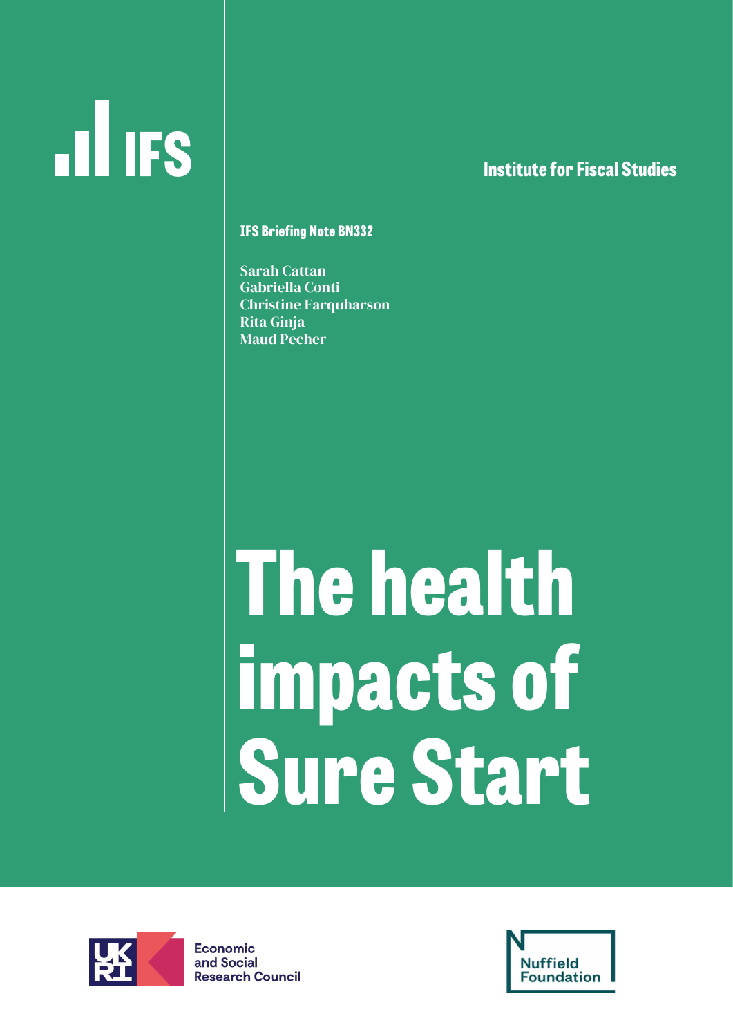IFS

Institute for Fiscal Studies

IFS Briefing Note BN332

Sarah Cattan
Gabriella Conti
Christine Farquharson
Rita Ginja
Maud Pecher

# The health impacts of Sure Start

Economic and Social Research Council

Nuffield Foundation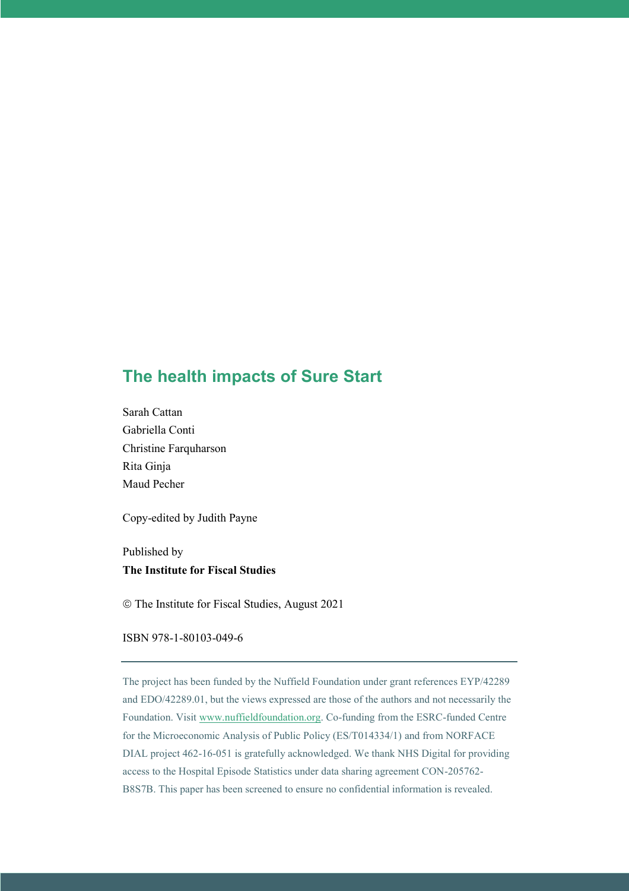## The health impacts of Sure Start

Sarah Cattan  
Gabriella Conti  
Christine Farquharson  
Rita Ginja  
Maud Pecher

Copy-edited by Judith Payne

Published by  
**The Institute for Fiscal Studies**

© The Institute for Fiscal Studies, August 2021

ISBN 978-1-80103-049-6

---

The project has been funded by the Nuffield Foundation under grant references EYP/42289 and EDO/42289.01, but the views expressed are those of the authors and not necessarily the Foundation. Visit www.nuffieldfoundation.org. Co-funding from the ESRC-funded Centre for the Microeconomic Analysis of Public Policy (ES/T014334/1) and from NORFACE DIAL project 462-16-051 is gratefully acknowledged. We thank NHS Digital for providing access to the Hospital Episode Statistics under data sharing agreement CON-205762-B8S7B. This paper has been screened to ensure no confidential information is revealed.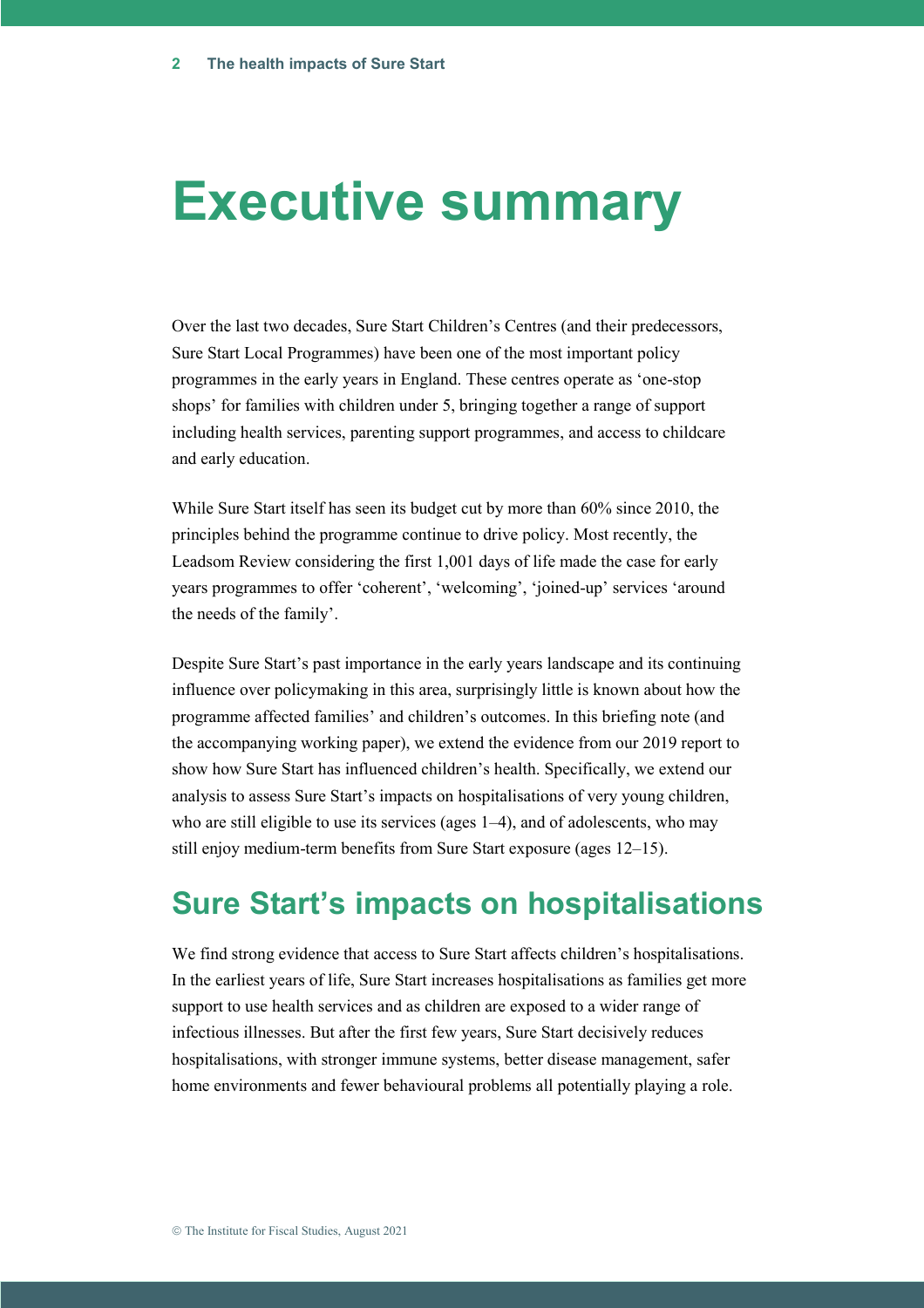# Executive summary

Over the last two decades, Sure Start Children's Centres (and their predecessors, Sure Start Local Programmes) have been one of the most important policy programmes in the early years in England. These centres operate as 'one-stop shops' for families with children under 5, bringing together a range of support including health services, parenting support programmes, and access to childcare and early education.

While Sure Start itself has seen its budget cut by more than 60% since 2010, the principles behind the programme continue to drive policy. Most recently, the Leadsom Review considering the first 1,001 days of life made the case for early years programmes to offer 'coherent', 'welcoming', 'joined-up' services 'around the needs of the family'.

Despite Sure Start's past importance in the early years landscape and its continuing influence over policymaking in this area, surprisingly little is known about how the programme affected families' and children's outcomes. In this briefing note (and the accompanying working paper), we extend the evidence from our 2019 report to show how Sure Start has influenced children's health. Specifically, we extend our analysis to assess Sure Start's impacts on hospitalisations of very young children, who are still eligible to use its services (ages 1–4), and of adolescents, who may still enjoy medium-term benefits from Sure Start exposure (ages 12–15).

## Sure Start's impacts on hospitalisations

We find strong evidence that access to Sure Start affects children's hospitalisations. In the earliest years of life, Sure Start increases hospitalisations as families get more support to use health services and as children are exposed to a wider range of infectious illnesses. But after the first few years, Sure Start decisively reduces hospitalisations, with stronger immune systems, better disease management, safer home environments and fewer behavioural problems all potentially playing a role.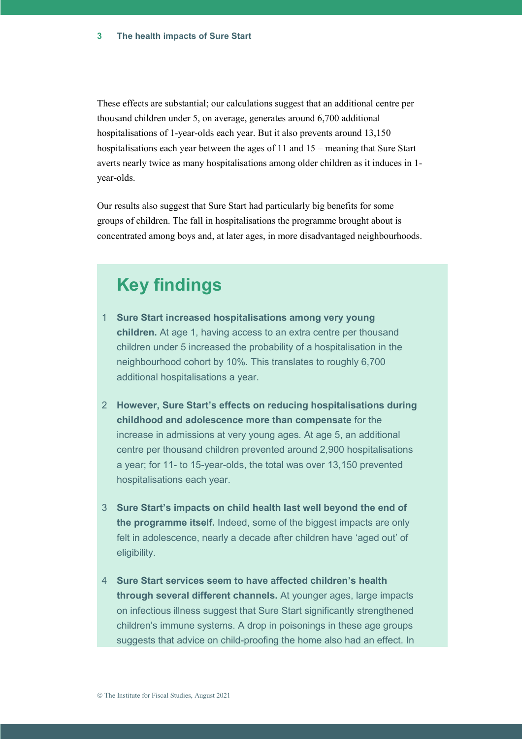These effects are substantial; our calculations suggest that an additional centre per thousand children under 5, on average, generates around 6,700 additional hospitalisations of 1-year-olds each year. But it also prevents around 13,150 hospitalisations each year between the ages of 11 and 15 – meaning that Sure Start averts nearly twice as many hospitalisations among older children as it induces in 1-year-olds.

Our results also suggest that Sure Start had particularly big benefits for some groups of children. The fall in hospitalisations the programme brought about is concentrated among boys and, at later ages, in more disadvantaged neighbourhoods.

## Key findings

1. **Sure Start increased hospitalisations among very young children.** At age 1, having access to an extra centre per thousand children under 5 increased the probability of a hospitalisation in the neighbourhood cohort by 10%. This translates to roughly 6,700 additional hospitalisations a year.

2. **However, Sure Start's effects on reducing hospitalisations during childhood and adolescence more than compensate** for the increase in admissions at very young ages. At age 5, an additional centre per thousand children prevented around 2,900 hospitalisations a year; for 11- to 15-year-olds, the total was over 13,150 prevented hospitalisations each year.

3. **Sure Start's impacts on child health last well beyond the end of the programme itself.** Indeed, some of the biggest impacts are only felt in adolescence, nearly a decade after children have 'aged out' of eligibility.

4. **Sure Start services seem to have affected children's health through several different channels.** At younger ages, large impacts on infectious illness suggest that Sure Start significantly strengthened children's immune systems. A drop in poisonings in these age groups suggests that advice on child-proofing the home also had an effect. In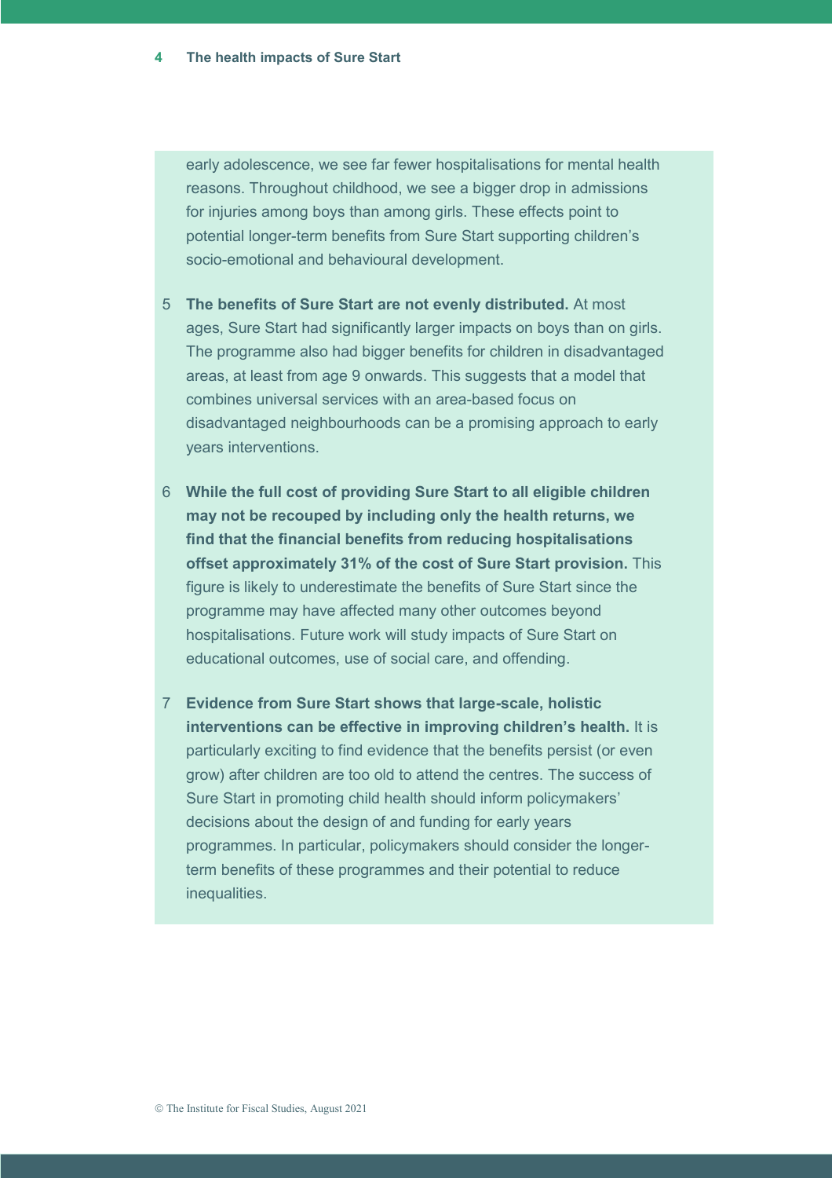early adolescence, we see far fewer hospitalisations for mental health reasons. Throughout childhood, we see a bigger drop in admissions for injuries among boys than among girls. These effects point to potential longer-term benefits from Sure Start supporting children's socio-emotional and behavioural development.

5. **The benefits of Sure Start are not evenly distributed.** At most ages, Sure Start had significantly larger impacts on boys than on girls. The programme also had bigger benefits for children in disadvantaged areas, at least from age 9 onwards. This suggests that a model that combines universal services with an area-based focus on disadvantaged neighbourhoods can be a promising approach to early years interventions.

6. **While the full cost of providing Sure Start to all eligible children may not be recouped by including only the health returns, we find that the financial benefits from reducing hospitalisations offset approximately 31% of the cost of Sure Start provision.** This figure is likely to underestimate the benefits of Sure Start since the programme may have affected many other outcomes beyond hospitalisations. Future work will study impacts of Sure Start on educational outcomes, use of social care, and offending.

7. **Evidence from Sure Start shows that large-scale, holistic interventions can be effective in improving children's health.** It is particularly exciting to find evidence that the benefits persist (or even grow) after children are too old to attend the centres. The success of Sure Start in promoting child health should inform policymakers' decisions about the design of and funding for early years programmes. In particular, policymakers should consider the longer-term benefits of these programmes and their potential to reduce inequalities.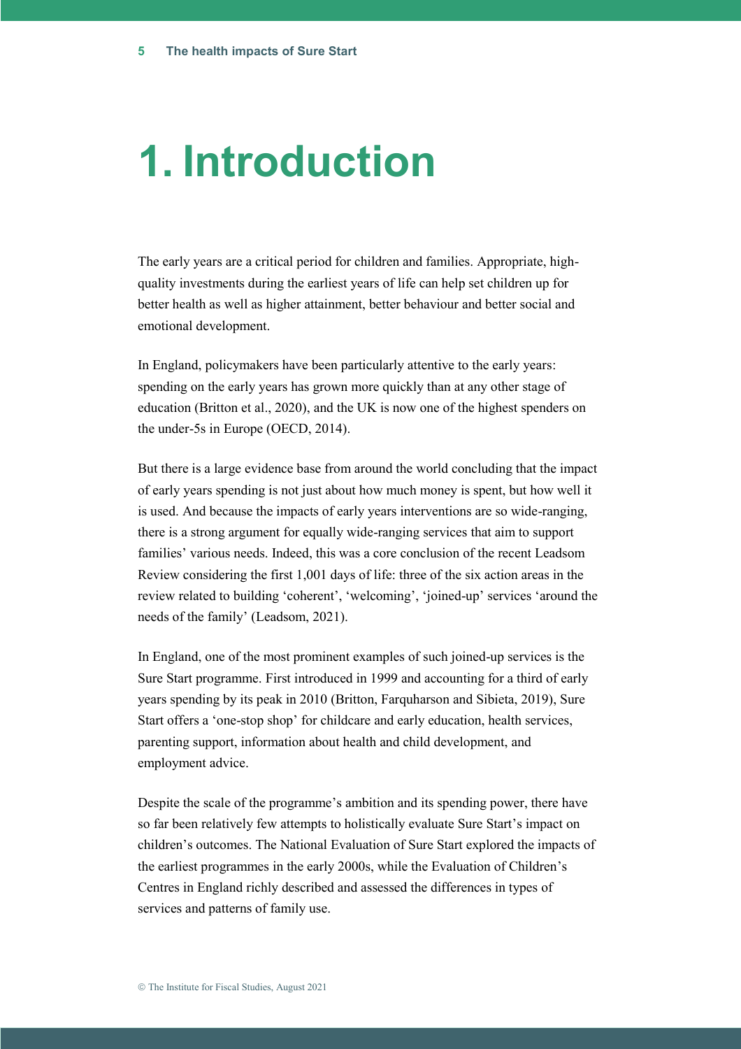# 1. Introduction

The early years are a critical period for children and families. Appropriate, high-quality investments during the earliest years of life can help set children up for better health as well as higher attainment, better behaviour and better social and emotional development.

In England, policymakers have been particularly attentive to the early years: spending on the early years has grown more quickly than at any other stage of education (Britton et al., 2020), and the UK is now one of the highest spenders on the under-5s in Europe (OECD, 2014).

But there is a large evidence base from around the world concluding that the impact of early years spending is not just about how much money is spent, but how well it is used. And because the impacts of early years interventions are so wide-ranging, there is a strong argument for equally wide-ranging services that aim to support families' various needs. Indeed, this was a core conclusion of the recent Leadsom Review considering the first 1,001 days of life: three of the six action areas in the review related to building 'coherent', 'welcoming', 'joined-up' services 'around the needs of the family' (Leadsom, 2021).

In England, one of the most prominent examples of such joined-up services is the Sure Start programme. First introduced in 1999 and accounting for a third of early years spending by its peak in 2010 (Britton, Farquharson and Sibieta, 2019), Sure Start offers a 'one-stop shop' for childcare and early education, health services, parenting support, information about health and child development, and employment advice.

Despite the scale of the programme's ambition and its spending power, there have so far been relatively few attempts to holistically evaluate Sure Start's impact on children's outcomes. The National Evaluation of Sure Start explored the impacts of the earliest programmes in the early 2000s, while the Evaluation of Children's Centres in England richly described and assessed the differences in types of services and patterns of family use.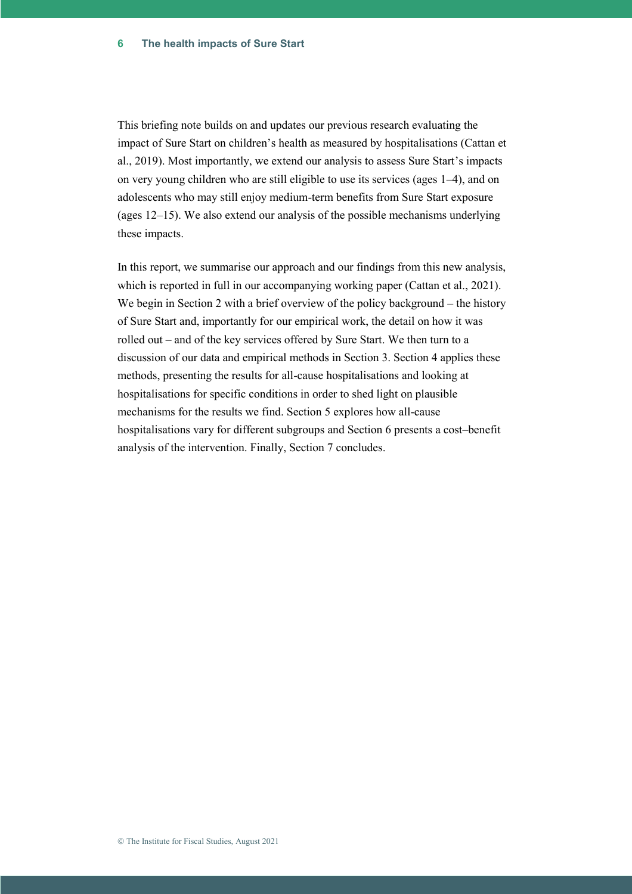This briefing note builds on and updates our previous research evaluating the impact of Sure Start on children's health as measured by hospitalisations (Cattan et al., 2019). Most importantly, we extend our analysis to assess Sure Start's impacts on very young children who are still eligible to use its services (ages 1–4), and on adolescents who may still enjoy medium-term benefits from Sure Start exposure (ages 12–15). We also extend our analysis of the possible mechanisms underlying these impacts.

In this report, we summarise our approach and our findings from this new analysis, which is reported in full in our accompanying working paper (Cattan et al., 2021). We begin in Section 2 with a brief overview of the policy background – the history of Sure Start and, importantly for our empirical work, the detail on how it was rolled out – and of the key services offered by Sure Start. We then turn to a discussion of our data and empirical methods in Section 3. Section 4 applies these methods, presenting the results for all-cause hospitalisations and looking at hospitalisations for specific conditions in order to shed light on plausible mechanisms for the results we find. Section 5 explores how all-cause hospitalisations vary for different subgroups and Section 6 presents a cost–benefit analysis of the intervention. Finally, Section 7 concludes.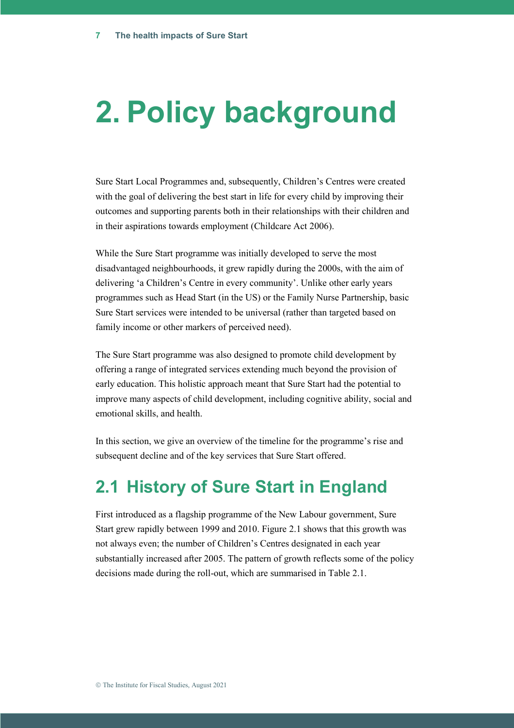# 2. Policy background

Sure Start Local Programmes and, subsequently, Children's Centres were created with the goal of delivering the best start in life for every child by improving their outcomes and supporting parents both in their relationships with their children and in their aspirations towards employment (Childcare Act 2006).

While the Sure Start programme was initially developed to serve the most disadvantaged neighbourhoods, it grew rapidly during the 2000s, with the aim of delivering 'a Children's Centre in every community'. Unlike other early years programmes such as Head Start (in the US) or the Family Nurse Partnership, basic Sure Start services were intended to be universal (rather than targeted based on family income or other markers of perceived need).

The Sure Start programme was also designed to promote child development by offering a range of integrated services extending much beyond the provision of early education. This holistic approach meant that Sure Start had the potential to improve many aspects of child development, including cognitive ability, social and emotional skills, and health.

In this section, we give an overview of the timeline for the programme's rise and subsequent decline and of the key services that Sure Start offered.

## 2.1 History of Sure Start in England

First introduced as a flagship programme of the New Labour government, Sure Start grew rapidly between 1999 and 2010. Figure 2.1 shows that this growth was not always even; the number of Children's Centres designated in each year substantially increased after 2005. The pattern of growth reflects some of the policy decisions made during the roll-out, which are summarised in Table 2.1.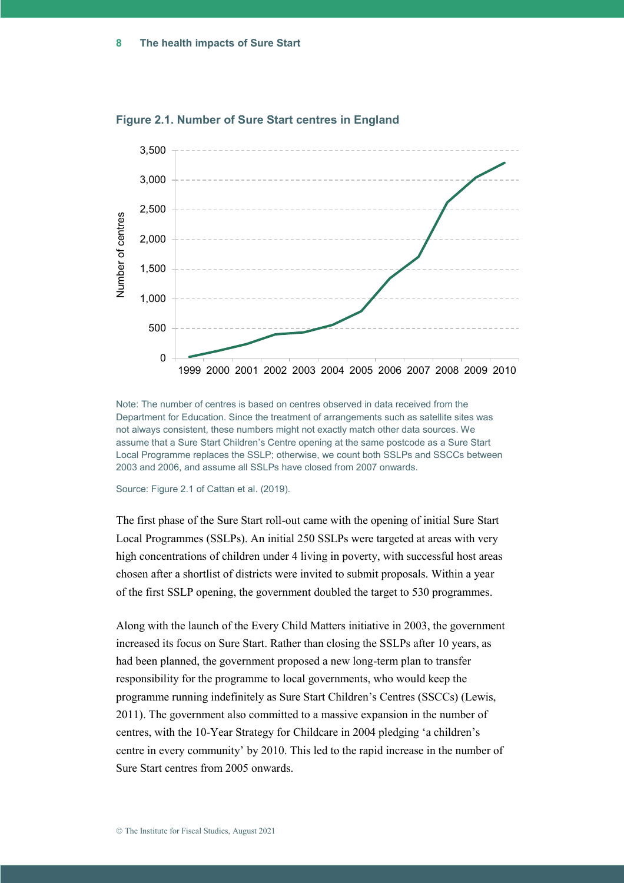**Figure 2.1. Number of Sure Start centres in England**

Note: The number of centres is based on centres observed in data received from the Department for Education. Since the treatment of arrangements such as satellite sites was not always consistent, these numbers might not exactly match other data sources. We assume that a Sure Start Children's Centre opening at the same postcode as a Sure Start Local Programme replaces the SSLP; otherwise, we count both SSLPs and SSCCs between 2003 and 2006, and assume all SSLPs have closed from 2007 onwards.

Source: Figure 2.1 of Cattan et al. (2019).

The first phase of the Sure Start roll-out came with the opening of initial Sure Start Local Programmes (SSLPs). An initial 250 SSLPs were targeted at areas with very high concentrations of children under 4 living in poverty, with successful host areas chosen after a shortlist of districts were invited to submit proposals. Within a year of the first SSLP opening, the government doubled the target to 530 programmes.

Along with the launch of the Every Child Matters initiative in 2003, the government increased its focus on Sure Start. Rather than closing the SSLPs after 10 years, as had been planned, the government proposed a new long-term plan to transfer responsibility for the programme to local governments, who would keep the programme running indefinitely as Sure Start Children's Centres (SSCCs) (Lewis, 2011). The government also committed to a massive expansion in the number of centres, with the 10-Year Strategy for Childcare in 2004 pledging 'a children's centre in every community' by 2010. This led to the rapid increase in the number of Sure Start centres from 2005 onwards.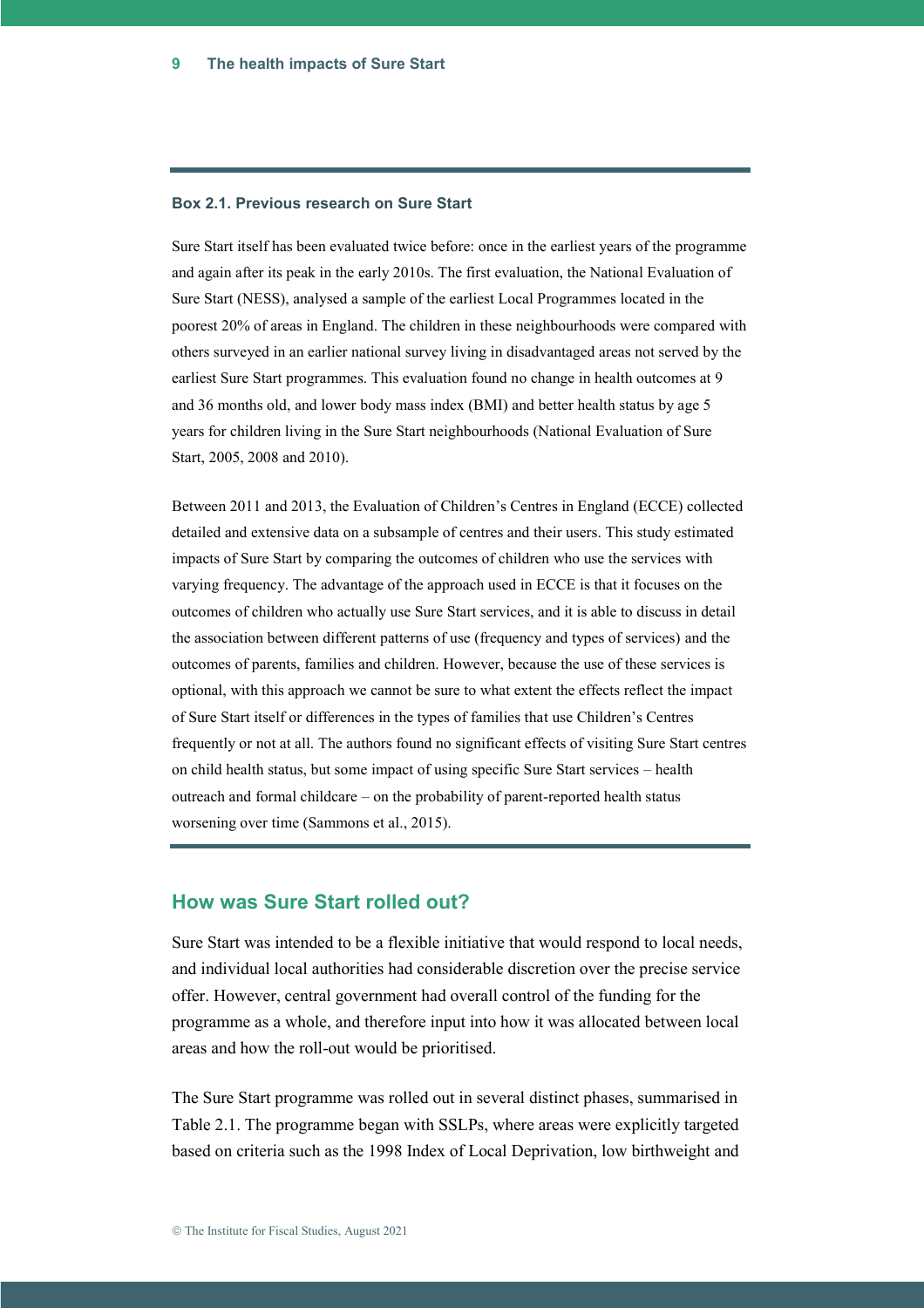#### Box 2.1. Previous research on Sure Start

Sure Start itself has been evaluated twice before: once in the earliest years of the programme and again after its peak in the early 2010s. The first evaluation, the National Evaluation of Sure Start (NESS), analysed a sample of the earliest Local Programmes located in the poorest 20% of areas in England. The children in these neighbourhoods were compared with others surveyed in an earlier national survey living in disadvantaged areas not served by the earliest Sure Start programmes. This evaluation found no change in health outcomes at 9 and 36 months old, and lower body mass index (BMI) and better health status by age 5 years for children living in the Sure Start neighbourhoods (National Evaluation of Sure Start, 2005, 2008 and 2010).

Between 2011 and 2013, the Evaluation of Children's Centres in England (ECCE) collected detailed and extensive data on a subsample of centres and their users. This study estimated impacts of Sure Start by comparing the outcomes of children who use the services with varying frequency. The advantage of the approach used in ECCE is that it focuses on the outcomes of children who actually use Sure Start services, and it is able to discuss in detail the association between different patterns of use (frequency and types of services) and the outcomes of parents, families and children. However, because the use of these services is optional, with this approach we cannot be sure to what extent the effects reflect the impact of Sure Start itself or differences in the types of families that use Children's Centres frequently or not at all. The authors found no significant effects of visiting Sure Start centres on child health status, but some impact of using specific Sure Start services – health outreach and formal childcare – on the probability of parent-reported health status worsening over time (Sammons et al., 2015).

## How was Sure Start rolled out?

Sure Start was intended to be a flexible initiative that would respond to local needs, and individual local authorities had considerable discretion over the precise service offer. However, central government had overall control of the funding for the programme as a whole, and therefore input into how it was allocated between local areas and how the roll-out would be prioritised.

The Sure Start programme was rolled out in several distinct phases, summarised in Table 2.1. The programme began with SSLPs, where areas were explicitly targeted based on criteria such as the 1998 Index of Local Deprivation, low birthweight and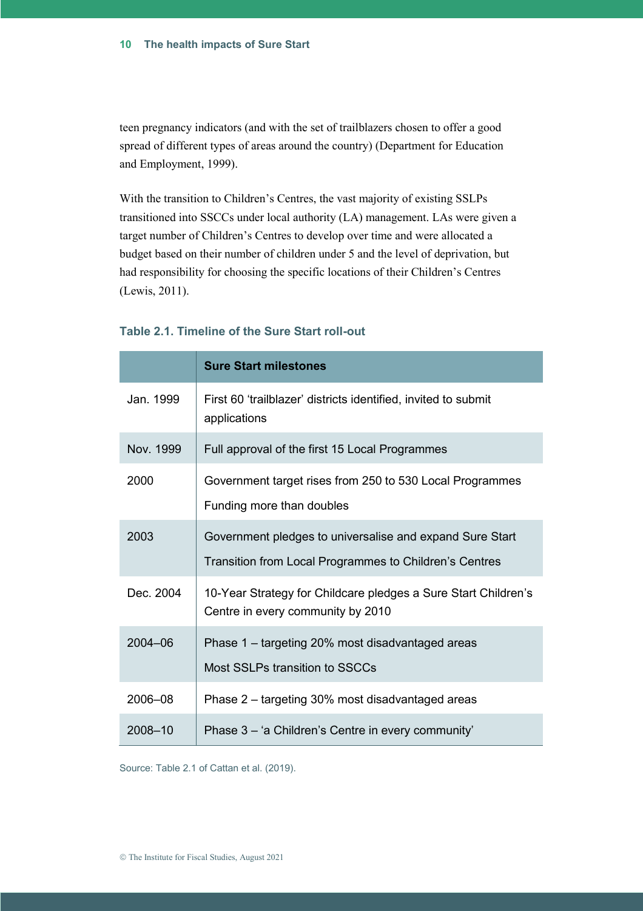teen pregnancy indicators (and with the set of trailblazers chosen to offer a good spread of different types of areas around the country) (Department for Education and Employment, 1999).

With the transition to Children's Centres, the vast majority of existing SSLPs transitioned into SSCCs under local authority (LA) management. LAs were given a target number of Children's Centres to develop over time and were allocated a budget based on their number of children under 5 and the level of deprivation, but had responsibility for choosing the specific locations of their Children's Centres (Lewis, 2011).

### Table 2.1. Timeline of the Sure Start roll-out

| | **Sure Start milestones** |
|---|---|
| Jan. 1999 | First 60 'trailblazer' districts identified, invited to submit applications |
| Nov. 1999 | Full approval of the first 15 Local Programmes |
| 2000 | Government target rises from 250 to 530 Local Programmes<br>Funding more than doubles |
| 2003 | Government pledges to universalise and expand Sure Start<br>Transition from Local Programmes to Children's Centres |
| Dec. 2004 | 10-Year Strategy for Childcare pledges a Sure Start Children's Centre in every community by 2010 |
| 2004–06 | Phase 1 – targeting 20% most disadvantaged areas<br>Most SSLPs transition to SSCCs |
| 2006–08 | Phase 2 – targeting 30% most disadvantaged areas |
| 2008–10 | Phase 3 – 'a Children's Centre in every community' |

Source: Table 2.1 of Cattan et al. (2019).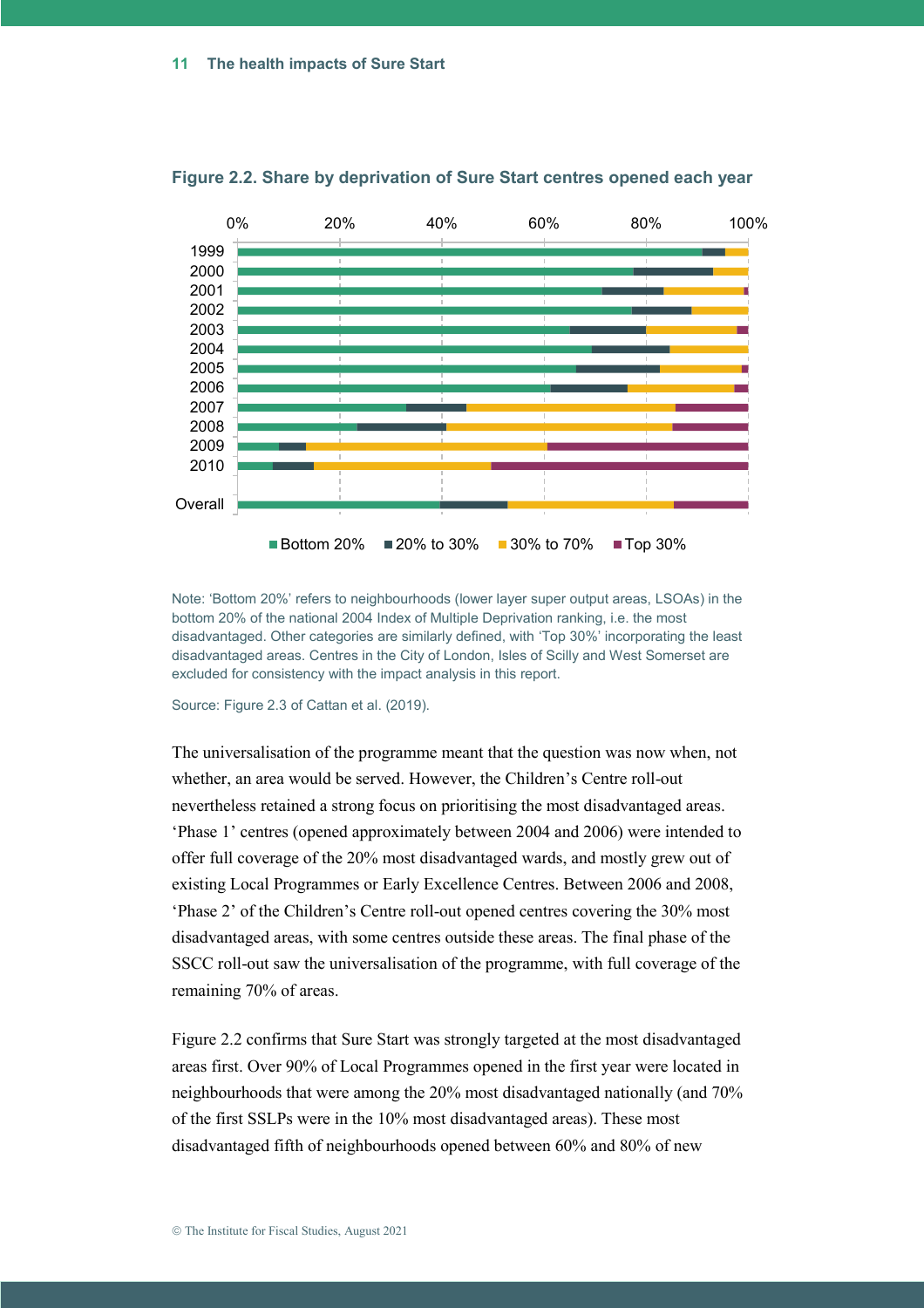**Figure 2.2. Share by deprivation of Sure Start centres opened each year**

Note: 'Bottom 20%' refers to neighbourhoods (lower layer super output areas, LSOAs) in the bottom 20% of the national 2004 Index of Multiple Deprivation ranking, i.e. the most disadvantaged. Other categories are similarly defined, with 'Top 30%' incorporating the least disadvantaged areas. Centres in the City of London, Isles of Scilly and West Somerset are excluded for consistency with the impact analysis in this report.

Source: Figure 2.3 of Cattan et al. (2019).

The universalisation of the programme meant that the question was now when, not whether, an area would be served. However, the Children's Centre roll-out nevertheless retained a strong focus on prioritising the most disadvantaged areas. 'Phase 1' centres (opened approximately between 2004 and 2006) were intended to offer full coverage of the 20% most disadvantaged wards, and mostly grew out of existing Local Programmes or Early Excellence Centres. Between 2006 and 2008, 'Phase 2' of the Children's Centre roll-out opened centres covering the 30% most disadvantaged areas, with some centres outside these areas. The final phase of the SSCC roll-out saw the universalisation of the programme, with full coverage of the remaining 70% of areas.

Figure 2.2 confirms that Sure Start was strongly targeted at the most disadvantaged areas first. Over 90% of Local Programmes opened in the first year were located in neighbourhoods that were among the 20% most disadvantaged nationally (and 70% of the first SSLPs were in the 10% most disadvantaged areas). These most disadvantaged fifth of neighbourhoods opened between 60% and 80% of new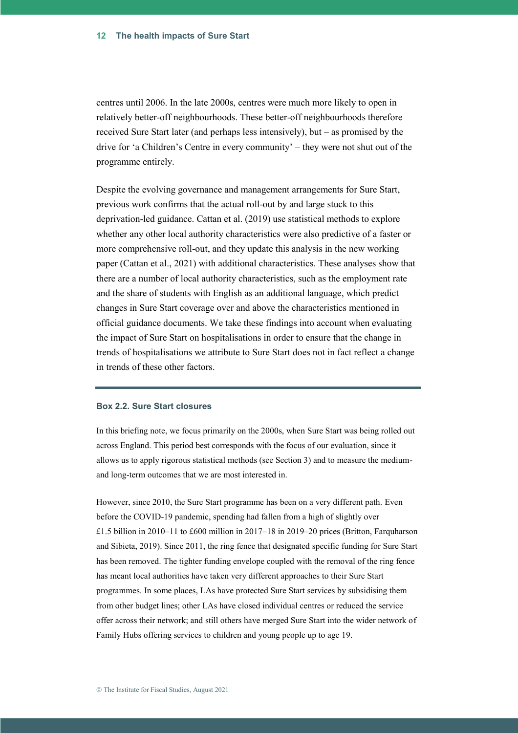centres until 2006. In the late 2000s, centres were much more likely to open in relatively better-off neighbourhoods. These better-off neighbourhoods therefore received Sure Start later (and perhaps less intensively), but – as promised by the drive for 'a Children's Centre in every community' – they were not shut out of the programme entirely.

Despite the evolving governance and management arrangements for Sure Start, previous work confirms that the actual roll-out by and large stuck to this deprivation-led guidance. Cattan et al. (2019) use statistical methods to explore whether any other local authority characteristics were also predictive of a faster or more comprehensive roll-out, and they update this analysis in the new working paper (Cattan et al., 2021) with additional characteristics. These analyses show that there are a number of local authority characteristics, such as the employment rate and the share of students with English as an additional language, which predict changes in Sure Start coverage over and above the characteristics mentioned in official guidance documents. We take these findings into account when evaluating the impact of Sure Start on hospitalisations in order to ensure that the change in trends of hospitalisations we attribute to Sure Start does not in fact reflect a change in trends of these other factors.

#### Box 2.2. Sure Start closures

In this briefing note, we focus primarily on the 2000s, when Sure Start was being rolled out across England. This period best corresponds with the focus of our evaluation, since it allows us to apply rigorous statistical methods (see Section 3) and to measure the medium- and long-term outcomes that we are most interested in.

However, since 2010, the Sure Start programme has been on a very different path. Even before the COVID-19 pandemic, spending had fallen from a high of slightly over £1.5 billion in 2010–11 to £600 million in 2017–18 in 2019–20 prices (Britton, Farquharson and Sibieta, 2019). Since 2011, the ring fence that designated specific funding for Sure Start has been removed. The tighter funding envelope coupled with the removal of the ring fence has meant local authorities have taken very different approaches to their Sure Start programmes. In some places, LAs have protected Sure Start services by subsidising them from other budget lines; other LAs have closed individual centres or reduced the service offer across their network; and still others have merged Sure Start into the wider network of Family Hubs offering services to children and young people up to age 19.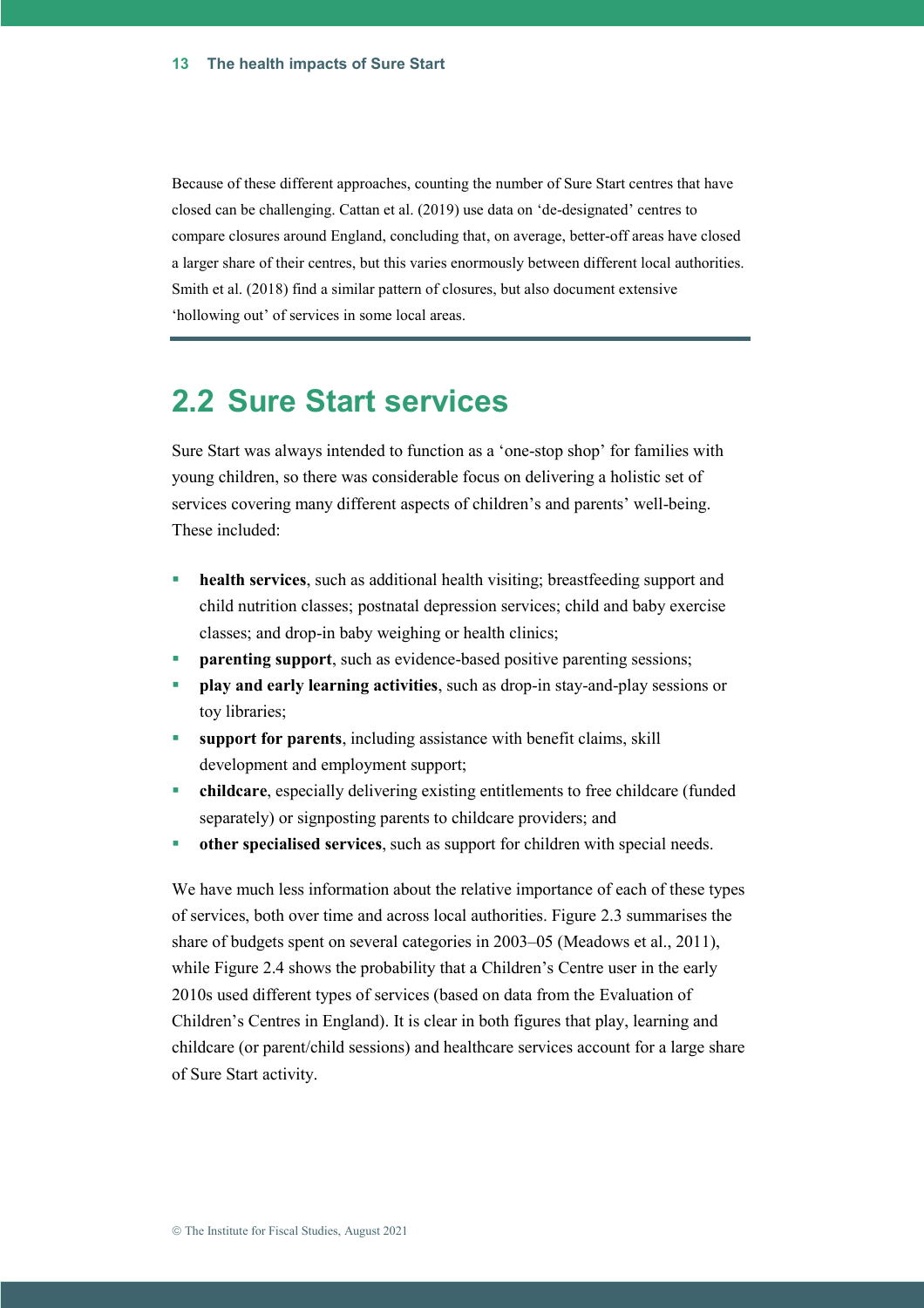Because of these different approaches, counting the number of Sure Start centres that have closed can be challenging. Cattan et al. (2019) use data on 'de-designated' centres to compare closures around England, concluding that, on average, better-off areas have closed a larger share of their centres, but this varies enormously between different local authorities. Smith et al. (2018) find a similar pattern of closures, but also document extensive 'hollowing out' of services in some local areas.

## 2.2 Sure Start services

Sure Start was always intended to function as a 'one-stop shop' for families with young children, so there was considerable focus on delivering a holistic set of services covering many different aspects of children's and parents' well-being. These included:

- **health services**, such as additional health visiting; breastfeeding support and child nutrition classes; postnatal depression services; child and baby exercise classes; and drop-in baby weighing or health clinics;
- **parenting support**, such as evidence-based positive parenting sessions;
- **play and early learning activities**, such as drop-in stay-and-play sessions or toy libraries;
- **support for parents**, including assistance with benefit claims, skill development and employment support;
- **childcare**, especially delivering existing entitlements to free childcare (funded separately) or signposting parents to childcare providers; and
- **other specialised services**, such as support for children with special needs.

We have much less information about the relative importance of each of these types of services, both over time and across local authorities. Figure 2.3 summarises the share of budgets spent on several categories in 2003–05 (Meadows et al., 2011), while Figure 2.4 shows the probability that a Children's Centre user in the early 2010s used different types of services (based on data from the Evaluation of Children's Centres in England). It is clear in both figures that play, learning and childcare (or parent/child sessions) and healthcare services account for a large share of Sure Start activity.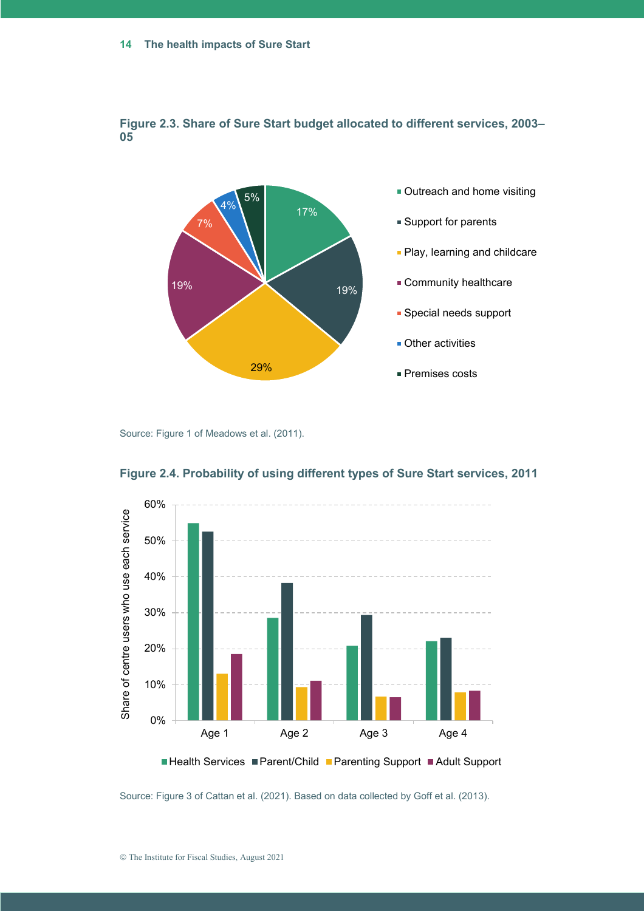**Figure 2.3. Share of Sure Start budget allocated to different services, 2003–05**

| Service | Share |
|---|---|
| Outreach and home visiting | 17% |
| Support for parents | 19% |
| Play, learning and childcare | 29% |
| Community healthcare | 19% |
| Special needs support | 7% |
| Other activities | 4% |
| Premises costs | 5% |

Source: Figure 1 of Meadows et al. (2011).

**Figure 2.4. Probability of using different types of Sure Start services, 2011**

Share of centre users who use each service

| | Health Services | Parent/Child | Parenting Support | Adult Support |
|---|---|---|---|---|
| Age 1 | ~55% | ~52.5% | ~13% | ~18.5% |
| Age 2 | ~28.5% | ~38% | ~9% | ~11% |
| Age 3 | ~20.5% | ~29.5% | ~6.5% | ~6.5% |
| Age 4 | ~22% | ~23% | ~7.5% | ~8% |

Source: Figure 3 of Cattan et al. (2021). Based on data collected by Goff et al. (2013).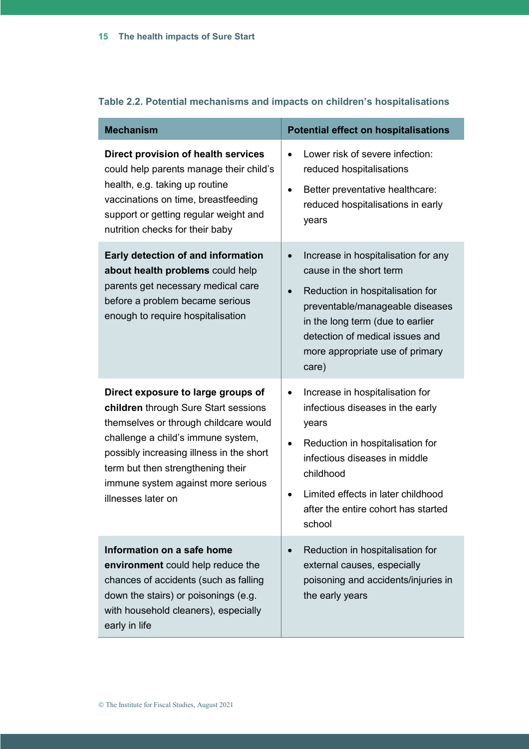**Table 2.2. Potential mechanisms and impacts on children's hospitalisations**

| Mechanism | Potential effect on hospitalisations |
|---|---|
| **Direct provision of health services** could help parents manage their child's health, e.g. taking up routine vaccinations on time, breastfeeding support or getting regular weight and nutrition checks for their baby | • Lower risk of severe infection: reduced hospitalisations <br> • Better preventative healthcare: reduced hospitalisations in early years |
| **Early detection of and information about health problems** could help parents get necessary medical care before a problem became serious enough to require hospitalisation | • Increase in hospitalisation for any cause in the short term <br> • Reduction in hospitalisation for preventable/manageable diseases in the long term (due to earlier detection of medical issues and more appropriate use of primary care) |
| **Direct exposure to large groups of children** through Sure Start sessions themselves or through childcare would challenge a child's immune system, possibly increasing illness in the short term but then strengthening their immune system against more serious illnesses later on | • Increase in hospitalisation for infectious diseases in the early years <br> • Reduction in hospitalisation for infectious diseases in middle childhood <br> • Limited effects in later childhood after the entire cohort has started school |
| **Information on a safe home environment** could help reduce the chances of accidents (such as falling down the stairs) or poisonings (e.g. with household cleaners), especially early in life | • Reduction in hospitalisation for external causes, especially poisoning and accidents/injuries in the early years |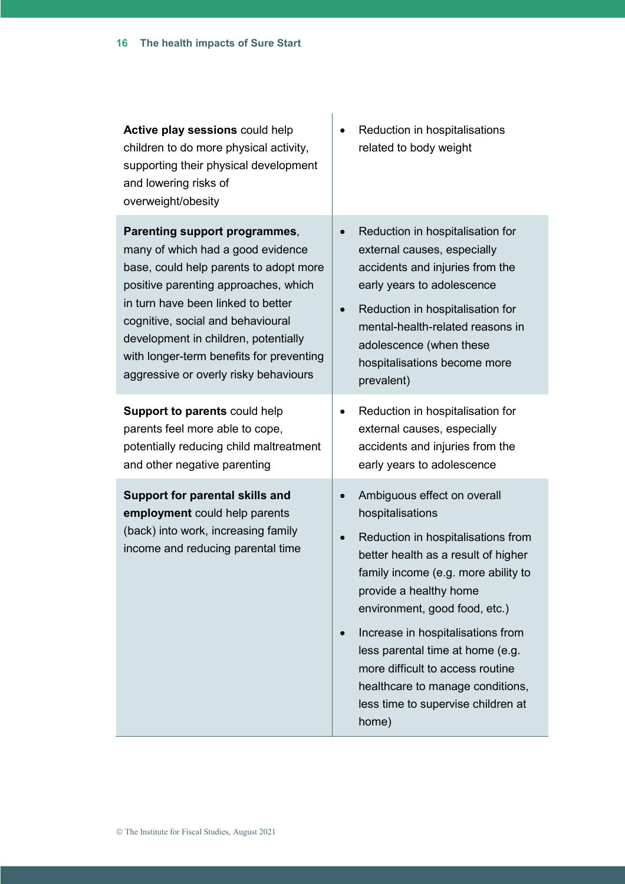| | |
|---|---|
| **Active play sessions** could help children to do more physical activity, supporting their physical development and lowering risks of overweight/obesity | • Reduction in hospitalisations related to body weight |
| **Parenting support programmes**, many of which had a good evidence base, could help parents to adopt more positive parenting approaches, which in turn have been linked to better cognitive, social and behavioural development in children, potentially with longer-term benefits for preventing aggressive or overly risky behaviours | • Reduction in hospitalisation for external causes, especially accidents and injuries from the early years to adolescence<br>• Reduction in hospitalisation for mental-health-related reasons in adolescence (when these hospitalisations become more prevalent) |
| **Support to parents** could help parents feel more able to cope, potentially reducing child maltreatment and other negative parenting | • Reduction in hospitalisation for external causes, especially accidents and injuries from the early years to adolescence |
| **Support for parental skills and employment** could help parents (back) into work, increasing family income and reducing parental time | • Ambiguous effect on overall hospitalisations<br>• Reduction in hospitalisations from better health as a result of higher family income (e.g. more ability to provide a healthy home environment, good food, etc.)<br>• Increase in hospitalisations from less parental time at home (e.g. more difficult to access routine healthcare to manage conditions, less time to supervise children at home) |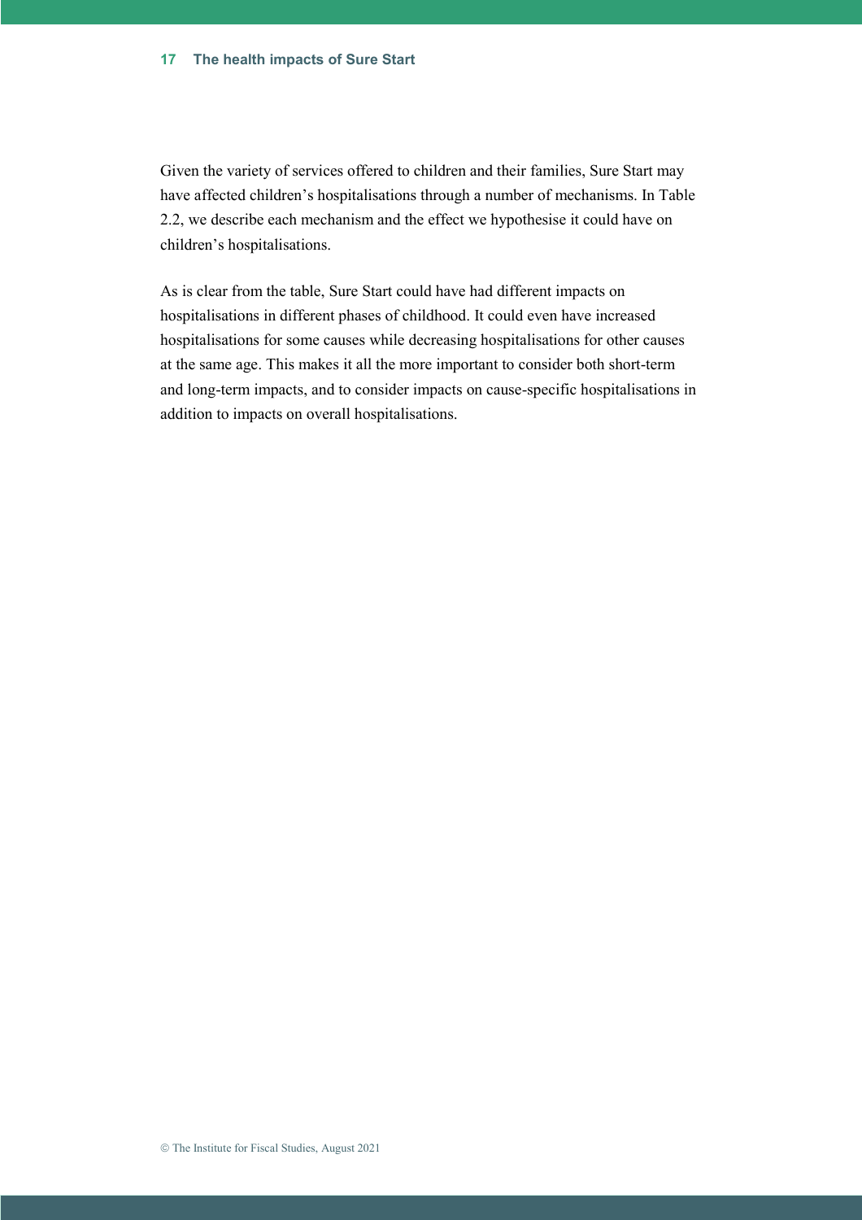Given the variety of services offered to children and their families, Sure Start may have affected children's hospitalisations through a number of mechanisms. In Table 2.2, we describe each mechanism and the effect we hypothesise it could have on children's hospitalisations.

As is clear from the table, Sure Start could have had different impacts on hospitalisations in different phases of childhood. It could even have increased hospitalisations for some causes while decreasing hospitalisations for other causes at the same age. This makes it all the more important to consider both short-term and long-term impacts, and to consider impacts on cause-specific hospitalisations in addition to impacts on overall hospitalisations.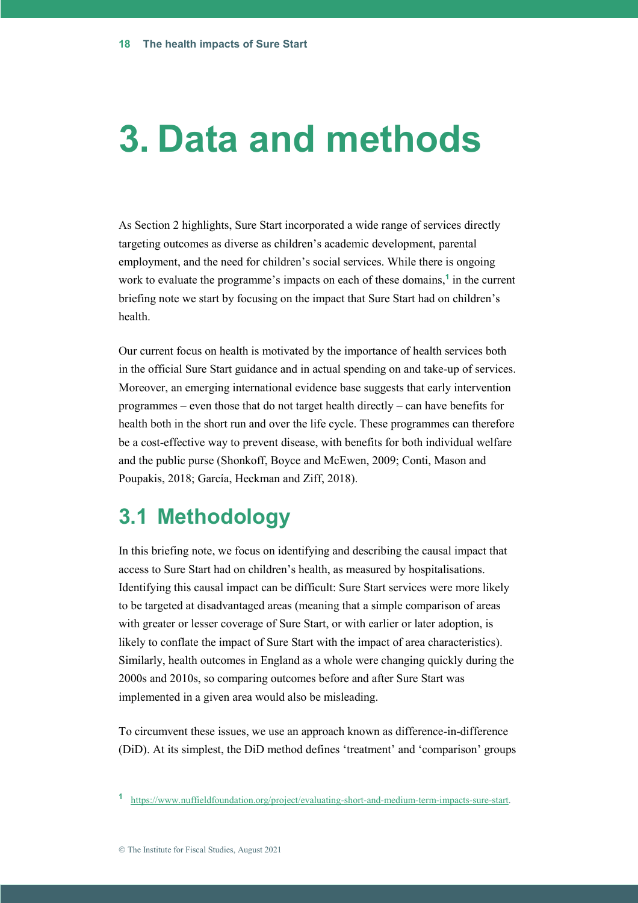# 3. Data and methods

As Section 2 highlights, Sure Start incorporated a wide range of services directly targeting outcomes as diverse as children's academic development, parental employment, and the need for children's social services. While there is ongoing work to evaluate the programme's impacts on each of these domains,[1] in the current briefing note we start by focusing on the impact that Sure Start had on children's health.

Our current focus on health is motivated by the importance of health services both in the official Sure Start guidance and in actual spending on and take-up of services. Moreover, an emerging international evidence base suggests that early intervention programmes – even those that do not target health directly – can have benefits for health both in the short run and over the life cycle. These programmes can therefore be a cost-effective way to prevent disease, with benefits for both individual welfare and the public purse (Shonkoff, Boyce and McEwen, 2009; Conti, Mason and Poupakis, 2018; García, Heckman and Ziff, 2018).

## 3.1 Methodology

In this briefing note, we focus on identifying and describing the causal impact that access to Sure Start had on children's health, as measured by hospitalisations. Identifying this causal impact can be difficult: Sure Start services were more likely to be targeted at disadvantaged areas (meaning that a simple comparison of areas with greater or lesser coverage of Sure Start, or with earlier or later adoption, is likely to conflate the impact of Sure Start with the impact of area characteristics). Similarly, health outcomes in England as a whole were changing quickly during the 2000s and 2010s, so comparing outcomes before and after Sure Start was implemented in a given area would also be misleading.

To circumvent these issues, we use an approach known as difference-in-difference (DiD). At its simplest, the DiD method defines 'treatment' and 'comparison' groups

[1] https://www.nuffieldfoundation.org/project/evaluating-short-and-medium-term-impacts-sure-start.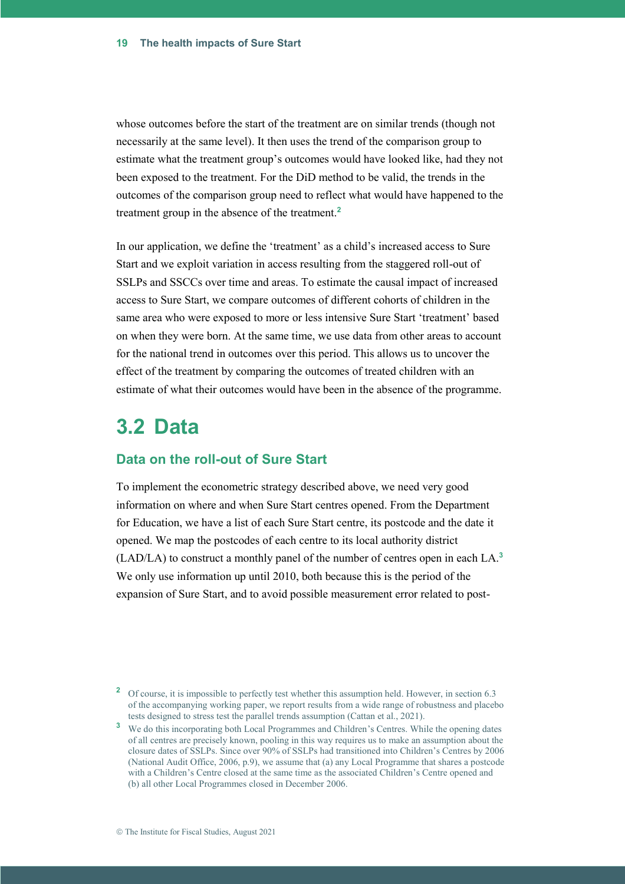whose outcomes before the start of the treatment are on similar trends (though not necessarily at the same level). It then uses the trend of the comparison group to estimate what the treatment group's outcomes would have looked like, had they not been exposed to the treatment. For the DiD method to be valid, the trends in the outcomes of the comparison group need to reflect what would have happened to the treatment group in the absence of the treatment.[2]

In our application, we define the 'treatment' as a child's increased access to Sure Start and we exploit variation in access resulting from the staggered roll-out of SSLPs and SSCCs over time and areas. To estimate the causal impact of increased access to Sure Start, we compare outcomes of different cohorts of children in the same area who were exposed to more or less intensive Sure Start 'treatment' based on when they were born. At the same time, we use data from other areas to account for the national trend in outcomes over this period. This allows us to uncover the effect of the treatment by comparing the outcomes of treated children with an estimate of what their outcomes would have been in the absence of the programme.

## 3.2 Data

### Data on the roll-out of Sure Start

To implement the econometric strategy described above, we need very good information on where and when Sure Start centres opened. From the Department for Education, we have a list of each Sure Start centre, its postcode and the date it opened. We map the postcodes of each centre to its local authority district (LAD/LA) to construct a monthly panel of the number of centres open in each LA.[3] We only use information up until 2010, both because this is the period of the expansion of Sure Start, and to avoid possible measurement error related to post-

[2] Of course, it is impossible to perfectly test whether this assumption held. However, in section 6.3 of the accompanying working paper, we report results from a wide range of robustness and placebo tests designed to stress test the parallel trends assumption (Cattan et al., 2021).

[3] We do this incorporating both Local Programmes and Children's Centres. While the opening dates of all centres are precisely known, pooling in this way requires us to make an assumption about the closure dates of SSLPs. Since over 90% of SSLPs had transitioned into Children's Centres by 2006 (National Audit Office, 2006, p.9), we assume that (a) any Local Programme that shares a postcode with a Children's Centre closed at the same time as the associated Children's Centre opened and (b) all other Local Programmes closed in December 2006.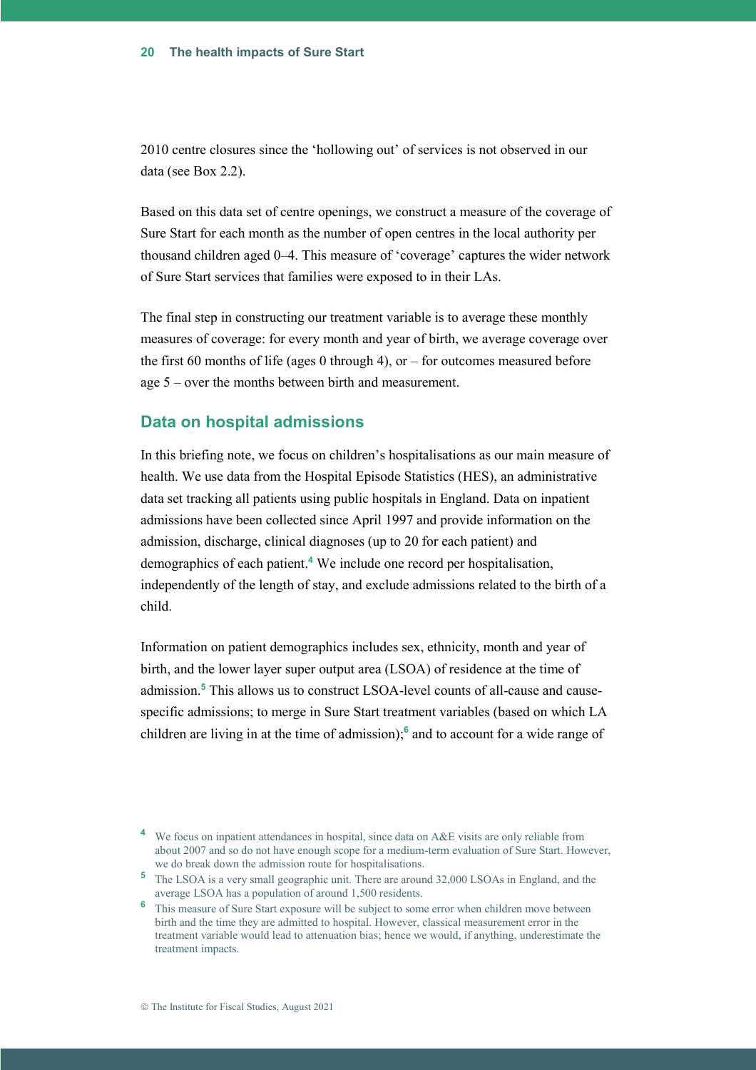2010 centre closures since the 'hollowing out' of services is not observed in our data (see Box 2.2).

Based on this data set of centre openings, we construct a measure of the coverage of Sure Start for each month as the number of open centres in the local authority per thousand children aged 0–4. This measure of 'coverage' captures the wider network of Sure Start services that families were exposed to in their LAs.

The final step in constructing our treatment variable is to average these monthly measures of coverage: for every month and year of birth, we average coverage over the first 60 months of life (ages 0 through 4), or – for outcomes measured before age 5 – over the months between birth and measurement.

## Data on hospital admissions

In this briefing note, we focus on children's hospitalisations as our main measure of health. We use data from the Hospital Episode Statistics (HES), an administrative data set tracking all patients using public hospitals in England. Data on inpatient admissions have been collected since April 1997 and provide information on the admission, discharge, clinical diagnoses (up to 20 for each patient) and demographics of each patient.[4] We include one record per hospitalisation, independently of the length of stay, and exclude admissions related to the birth of a child.

Information on patient demographics includes sex, ethnicity, month and year of birth, and the lower layer super output area (LSOA) of residence at the time of admission.[5] This allows us to construct LSOA-level counts of all-cause and cause-specific admissions; to merge in Sure Start treatment variables (based on which LA children are living in at the time of admission);[6] and to account for a wide range of

[4] We focus on inpatient attendances in hospital, since data on A&E visits are only reliable from about 2007 and so do not have enough scope for a medium-term evaluation of Sure Start. However, we do break down the admission route for hospitalisations.

[5] The LSOA is a very small geographic unit. There are around 32,000 LSOAs in England, and the average LSOA has a population of around 1,500 residents.

[6] This measure of Sure Start exposure will be subject to some error when children move between birth and the time they are admitted to hospital. However, classical measurement error in the treatment variable would lead to attenuation bias; hence we would, if anything, underestimate the treatment impacts.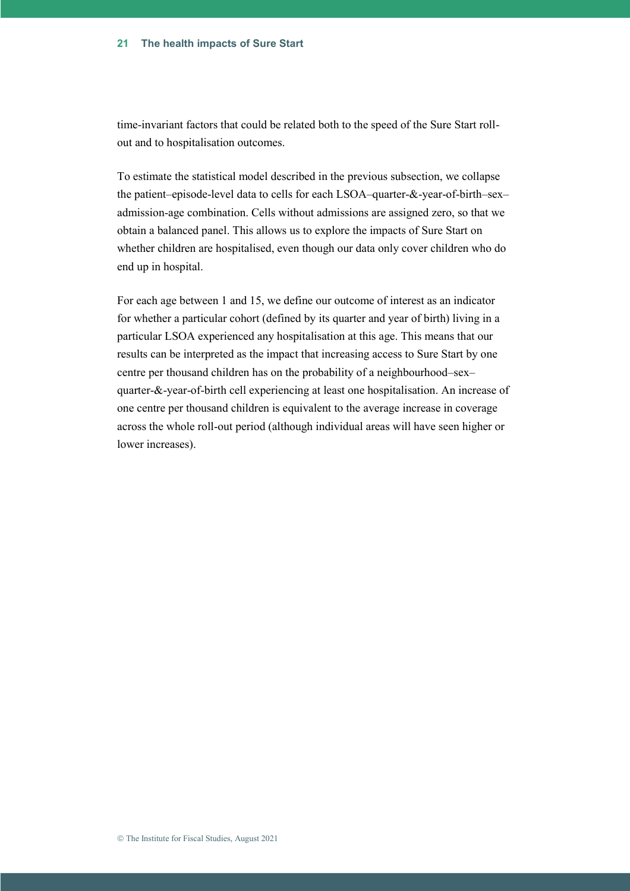time-invariant factors that could be related both to the speed of the Sure Start roll-out and to hospitalisation outcomes.

To estimate the statistical model described in the previous subsection, we collapse the patient–episode-level data to cells for each LSOA–quarter-&-year-of-birth–sex–admission-age combination. Cells without admissions are assigned zero, so that we obtain a balanced panel. This allows us to explore the impacts of Sure Start on whether children are hospitalised, even though our data only cover children who do end up in hospital.

For each age between 1 and 15, we define our outcome of interest as an indicator for whether a particular cohort (defined by its quarter and year of birth) living in a particular LSOA experienced any hospitalisation at this age. This means that our results can be interpreted as the impact that increasing access to Sure Start by one centre per thousand children has on the probability of a neighbourhood–sex–quarter-&-year-of-birth cell experiencing at least one hospitalisation. An increase of one centre per thousand children is equivalent to the average increase in coverage across the whole roll-out period (although individual areas will have seen higher or lower increases).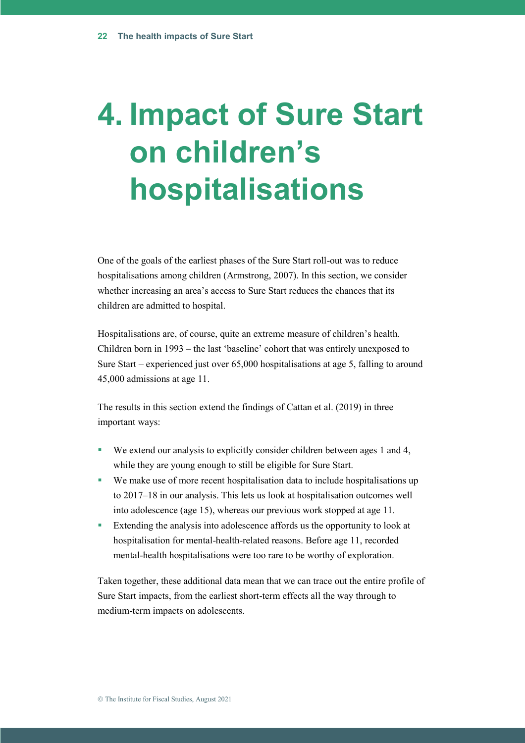# 4. Impact of Sure Start on children's hospitalisations

One of the goals of the earliest phases of the Sure Start roll-out was to reduce hospitalisations among children (Armstrong, 2007). In this section, we consider whether increasing an area's access to Sure Start reduces the chances that its children are admitted to hospital.

Hospitalisations are, of course, quite an extreme measure of children's health. Children born in 1993 – the last 'baseline' cohort that was entirely unexposed to Sure Start – experienced just over 65,000 hospitalisations at age 5, falling to around 45,000 admissions at age 11.

The results in this section extend the findings of Cattan et al. (2019) in three important ways:

- We extend our analysis to explicitly consider children between ages 1 and 4, while they are young enough to still be eligible for Sure Start.
- We make use of more recent hospitalisation data to include hospitalisations up to 2017–18 in our analysis. This lets us look at hospitalisation outcomes well into adolescence (age 15), whereas our previous work stopped at age 11.
- Extending the analysis into adolescence affords us the opportunity to look at hospitalisation for mental-health-related reasons. Before age 11, recorded mental-health hospitalisations were too rare to be worthy of exploration.

Taken together, these additional data mean that we can trace out the entire profile of Sure Start impacts, from the earliest short-term effects all the way through to medium-term impacts on adolescents.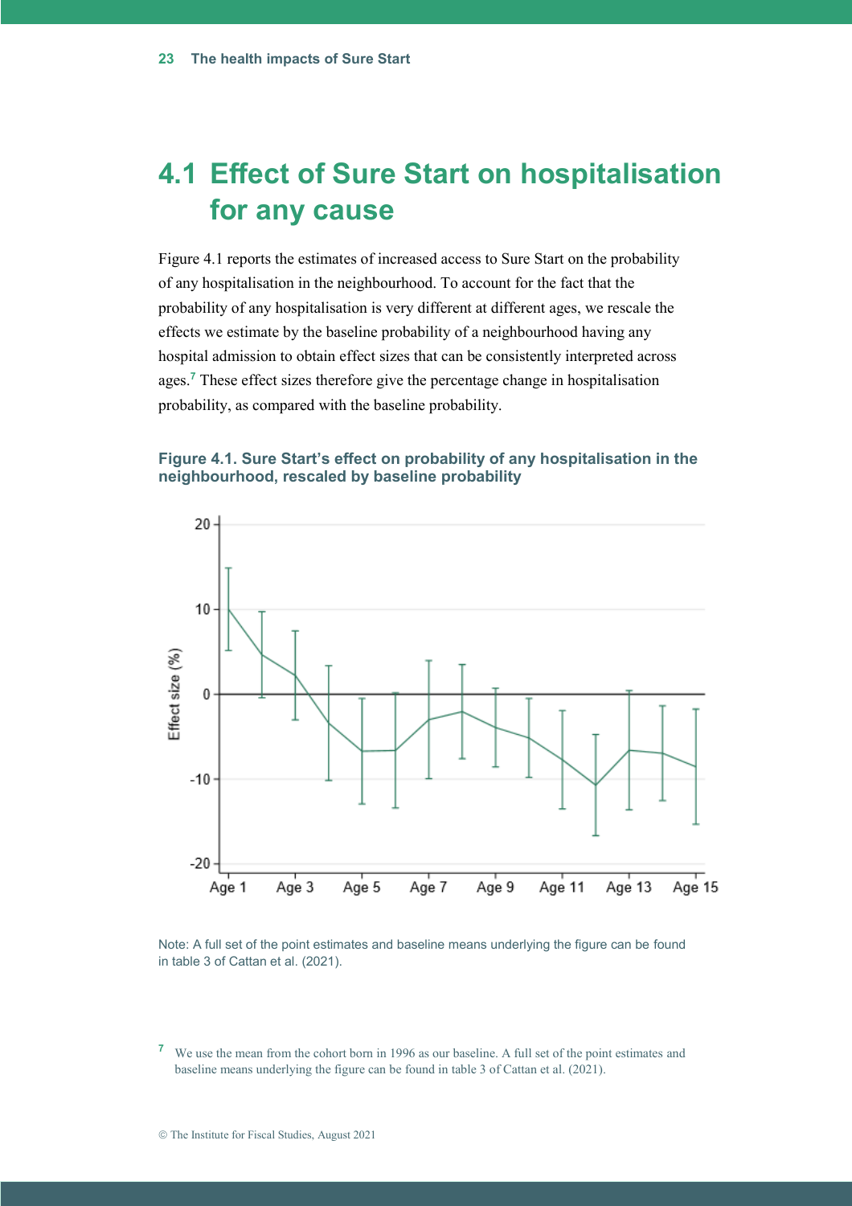## 4.1 Effect of Sure Start on hospitalisation for any cause

Figure 4.1 reports the estimates of increased access to Sure Start on the probability of any hospitalisation in the neighbourhood. To account for the fact that the probability of any hospitalisation is very different at different ages, we rescale the effects we estimate by the baseline probability of a neighbourhood having any hospital admission to obtain effect sizes that can be consistently interpreted across ages.[7] These effect sizes therefore give the percentage change in hospitalisation probability, as compared with the baseline probability.

**Figure 4.1. Sure Start's effect on probability of any hospitalisation in the neighbourhood, rescaled by baseline probability**

Note: A full set of the point estimates and baseline means underlying the figure can be found in table 3 of Cattan et al. (2021).

[7] We use the mean from the cohort born in 1996 as our baseline. A full set of the point estimates and baseline means underlying the figure can be found in table 3 of Cattan et al. (2021).

© The Institute for Fiscal Studies, August 2021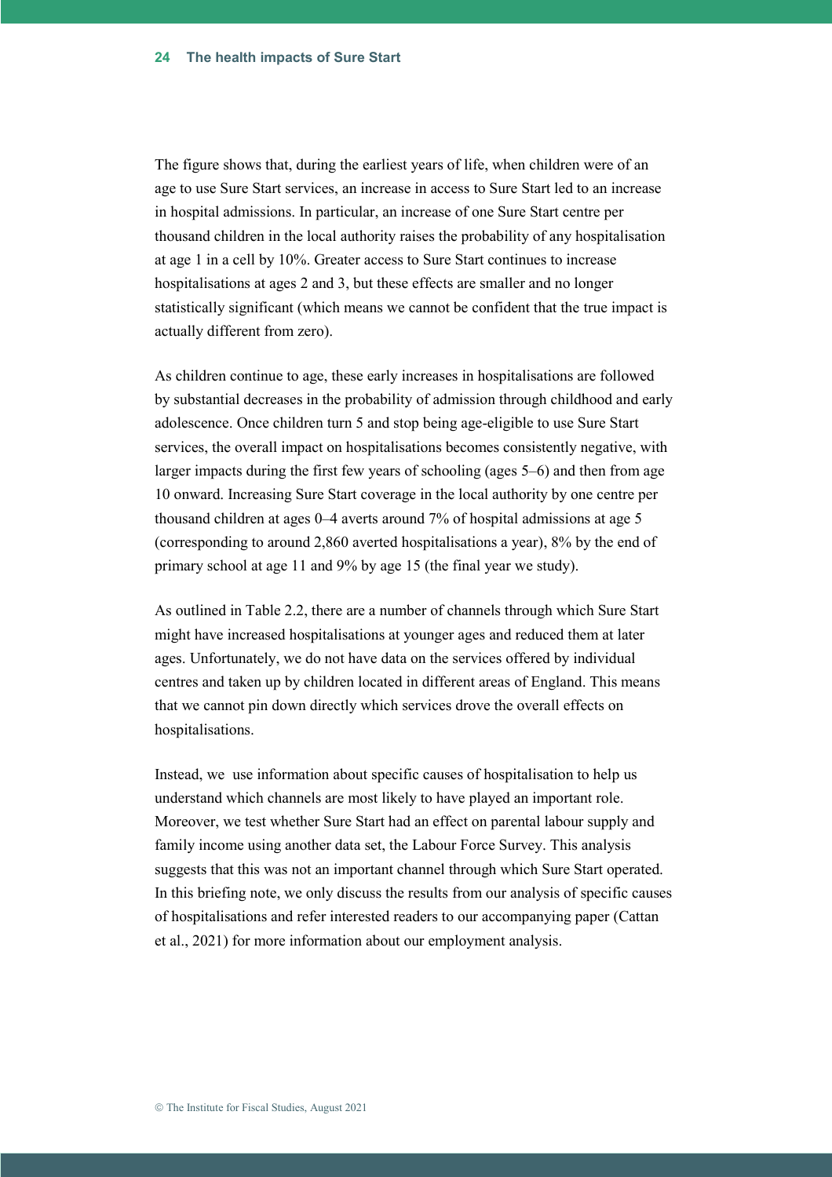The figure shows that, during the earliest years of life, when children were of an age to use Sure Start services, an increase in access to Sure Start led to an increase in hospital admissions. In particular, an increase of one Sure Start centre per thousand children in the local authority raises the probability of any hospitalisation at age 1 in a cell by 10%. Greater access to Sure Start continues to increase hospitalisations at ages 2 and 3, but these effects are smaller and no longer statistically significant (which means we cannot be confident that the true impact is actually different from zero).

As children continue to age, these early increases in hospitalisations are followed by substantial decreases in the probability of admission through childhood and early adolescence. Once children turn 5 and stop being age-eligible to use Sure Start services, the overall impact on hospitalisations becomes consistently negative, with larger impacts during the first few years of schooling (ages 5–6) and then from age 10 onward. Increasing Sure Start coverage in the local authority by one centre per thousand children at ages 0–4 averts around 7% of hospital admissions at age 5 (corresponding to around 2,860 averted hospitalisations a year), 8% by the end of primary school at age 11 and 9% by age 15 (the final year we study).

As outlined in Table 2.2, there are a number of channels through which Sure Start might have increased hospitalisations at younger ages and reduced them at later ages. Unfortunately, we do not have data on the services offered by individual centres and taken up by children located in different areas of England. This means that we cannot pin down directly which services drove the overall effects on hospitalisations.

Instead, we use information about specific causes of hospitalisation to help us understand which channels are most likely to have played an important role. Moreover, we test whether Sure Start had an effect on parental labour supply and family income using another data set, the Labour Force Survey. This analysis suggests that this was not an important channel through which Sure Start operated. In this briefing note, we only discuss the results from our analysis of specific causes of hospitalisations and refer interested readers to our accompanying paper (Cattan et al., 2021) for more information about our employment analysis.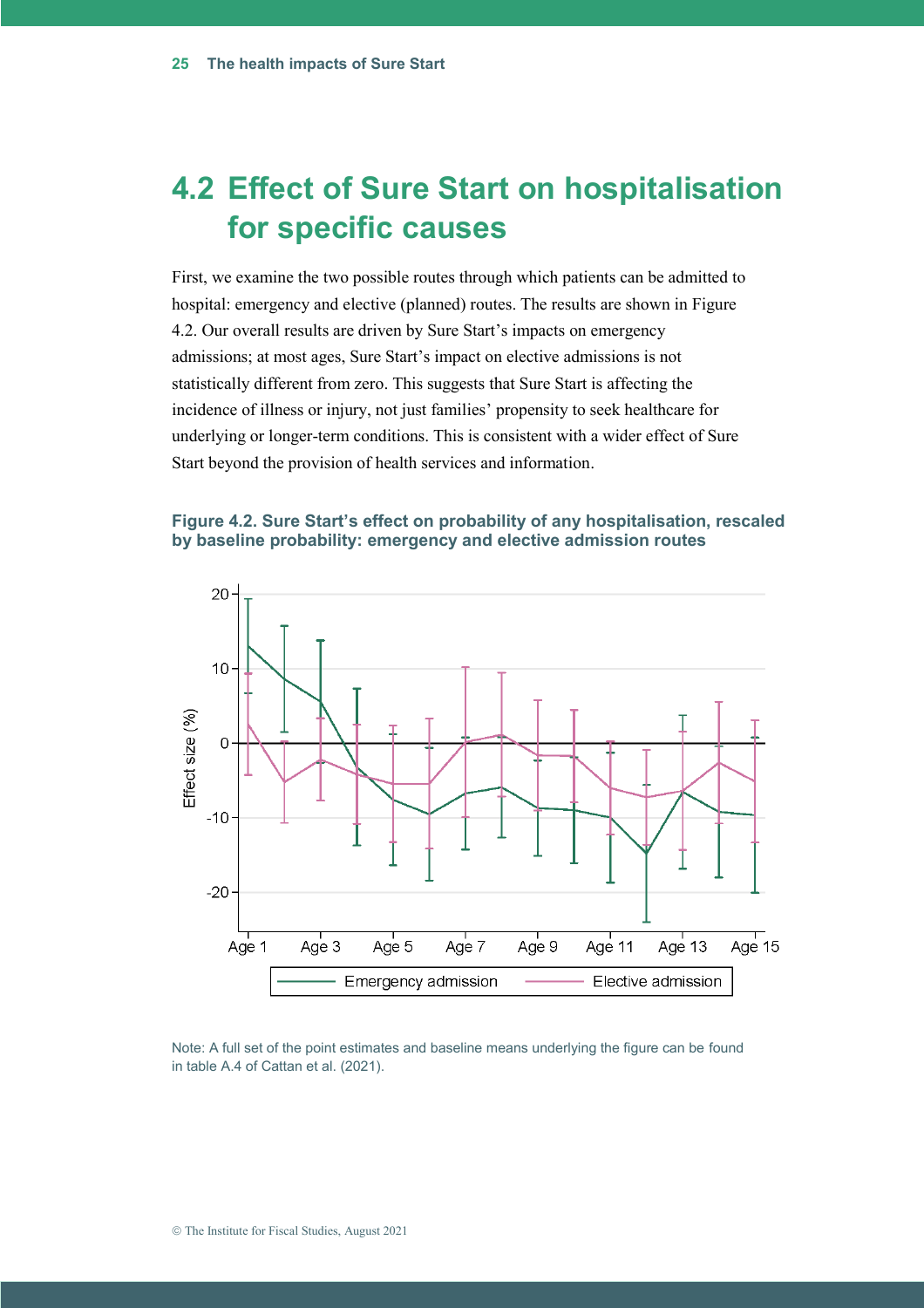## 4.2 Effect of Sure Start on hospitalisation for specific causes

First, we examine the two possible routes through which patients can be admitted to hospital: emergency and elective (planned) routes. The results are shown in Figure 4.2. Our overall results are driven by Sure Start's impacts on emergency admissions; at most ages, Sure Start's impact on elective admissions is not statistically different from zero. This suggests that Sure Start is affecting the incidence of illness or injury, not just families' propensity to seek healthcare for underlying or longer-term conditions. This is consistent with a wider effect of Sure Start beyond the provision of health services and information.

**Figure 4.2. Sure Start's effect on probability of any hospitalisation, rescaled by baseline probability: emergency and elective admission routes**

Note: A full set of the point estimates and baseline means underlying the figure can be found in table A.4 of Cattan et al. (2021).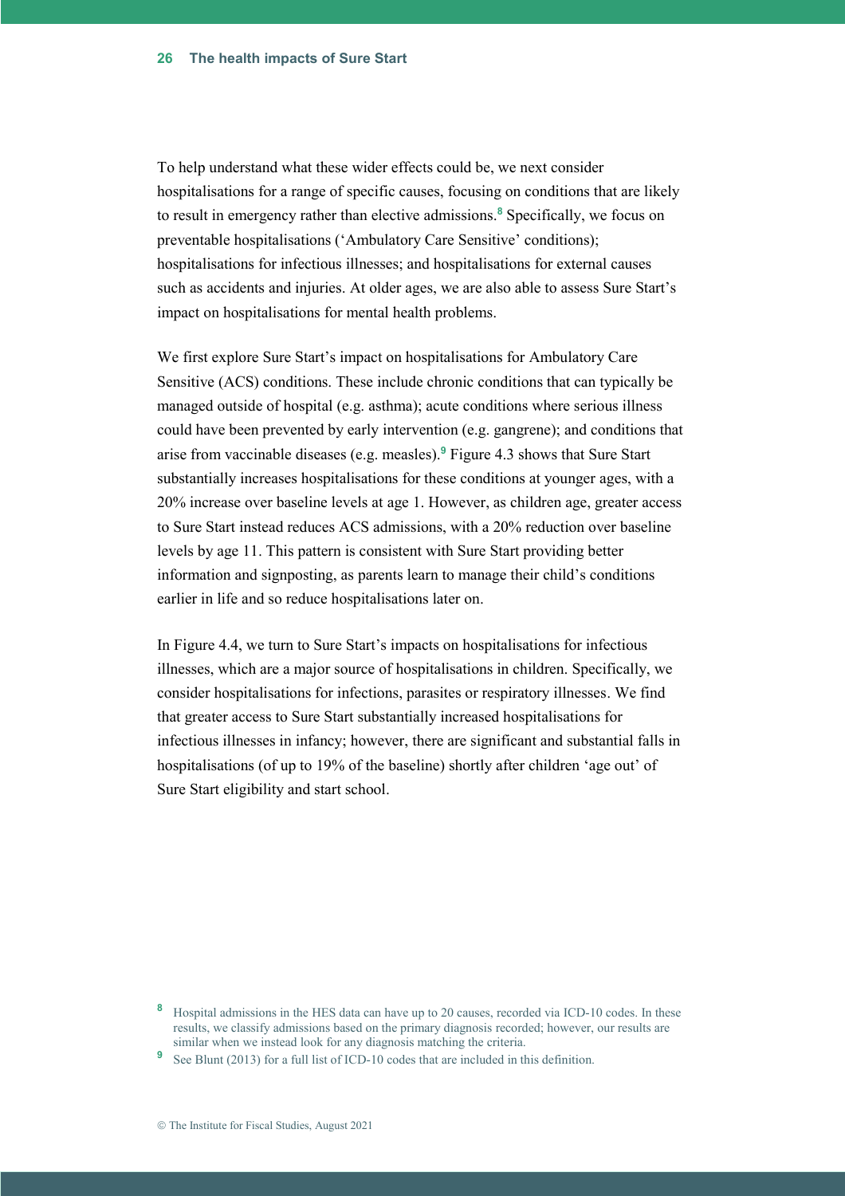To help understand what these wider effects could be, we next consider hospitalisations for a range of specific causes, focusing on conditions that are likely to result in emergency rather than elective admissions.[8] Specifically, we focus on preventable hospitalisations ('Ambulatory Care Sensitive' conditions); hospitalisations for infectious illnesses; and hospitalisations for external causes such as accidents and injuries. At older ages, we are also able to assess Sure Start's impact on hospitalisations for mental health problems.

We first explore Sure Start's impact on hospitalisations for Ambulatory Care Sensitive (ACS) conditions. These include chronic conditions that can typically be managed outside of hospital (e.g. asthma); acute conditions where serious illness could have been prevented by early intervention (e.g. gangrene); and conditions that arise from vaccinable diseases (e.g. measles).[9] Figure 4.3 shows that Sure Start substantially increases hospitalisations for these conditions at younger ages, with a 20% increase over baseline levels at age 1. However, as children age, greater access to Sure Start instead reduces ACS admissions, with a 20% reduction over baseline levels by age 11. This pattern is consistent with Sure Start providing better information and signposting, as parents learn to manage their child's conditions earlier in life and so reduce hospitalisations later on.

In Figure 4.4, we turn to Sure Start's impacts on hospitalisations for infectious illnesses, which are a major source of hospitalisations in children. Specifically, we consider hospitalisations for infections, parasites or respiratory illnesses. We find that greater access to Sure Start substantially increased hospitalisations for infectious illnesses in infancy; however, there are significant and substantial falls in hospitalisations (of up to 19% of the baseline) shortly after children 'age out' of Sure Start eligibility and start school.

[8] Hospital admissions in the HES data can have up to 20 causes, recorded via ICD-10 codes. In these results, we classify admissions based on the primary diagnosis recorded; however, our results are similar when we instead look for any diagnosis matching the criteria.

[9] See Blunt (2013) for a full list of ICD-10 codes that are included in this definition.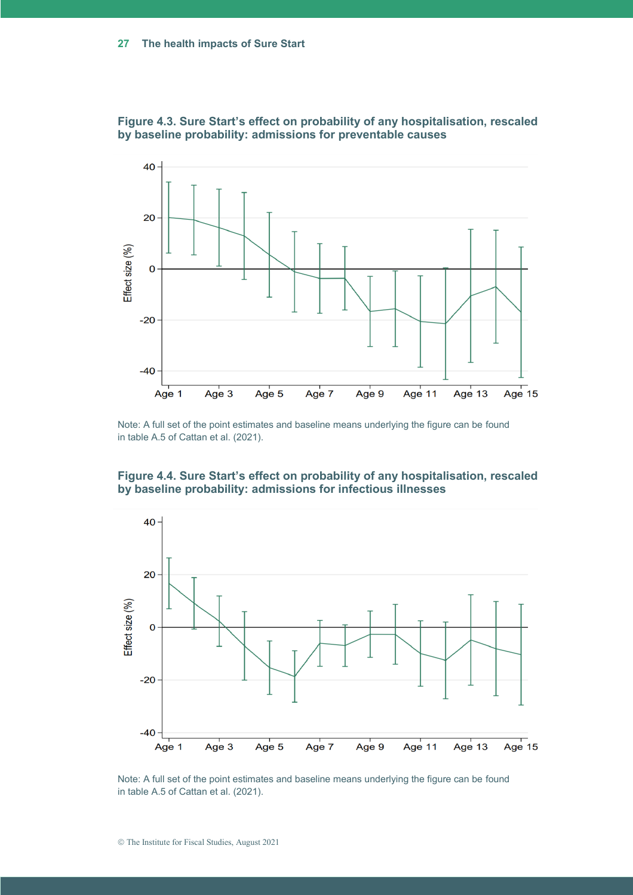**Figure 4.3. Sure Start's effect on probability of any hospitalisation, rescaled by baseline probability: admissions for preventable causes**

Note: A full set of the point estimates and baseline means underlying the figure can be found in table A.5 of Cattan et al. (2021).

**Figure 4.4. Sure Start's effect on probability of any hospitalisation, rescaled by baseline probability: admissions for infectious illnesses**

Note: A full set of the point estimates and baseline means underlying the figure can be found in table A.5 of Cattan et al. (2021).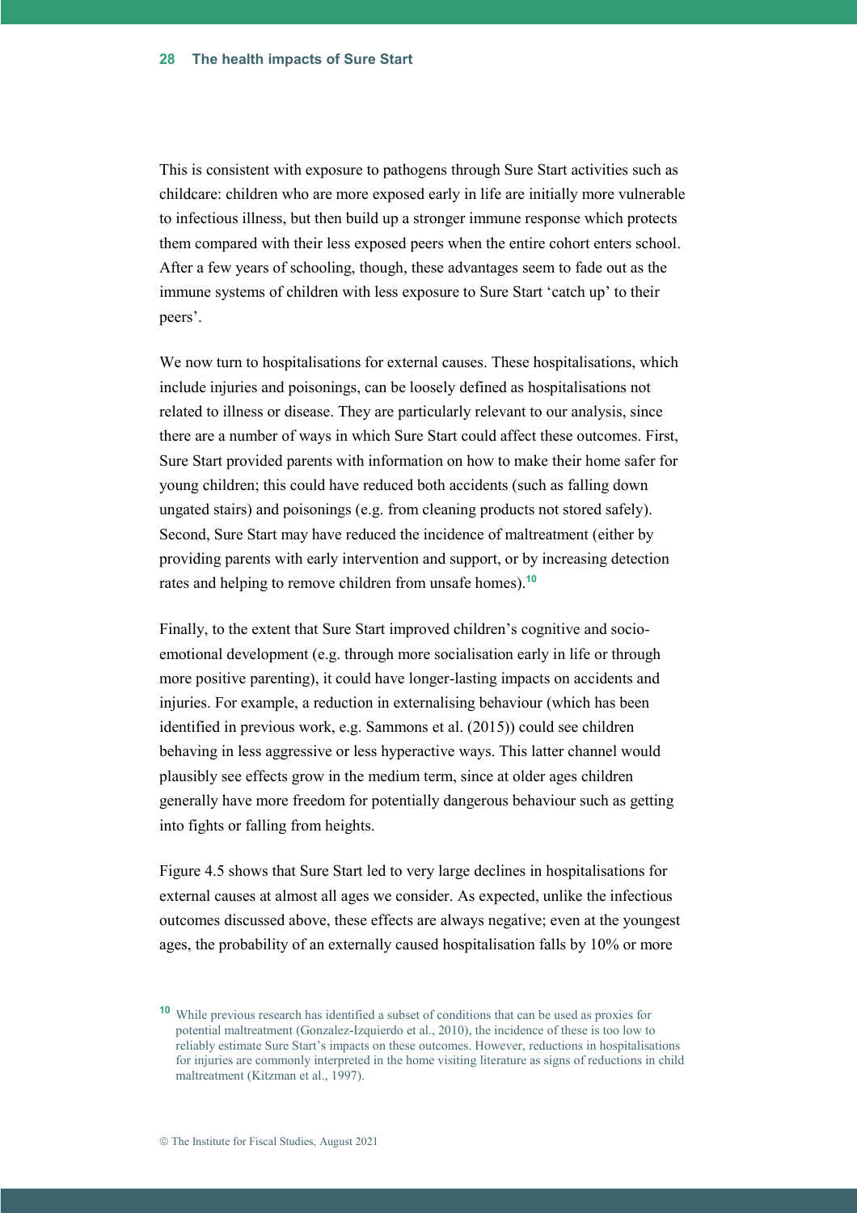This is consistent with exposure to pathogens through Sure Start activities such as childcare: children who are more exposed early in life are initially more vulnerable to infectious illness, but then build up a stronger immune response which protects them compared with their less exposed peers when the entire cohort enters school. After a few years of schooling, though, these advantages seem to fade out as the immune systems of children with less exposure to Sure Start 'catch up' to their peers'.

We now turn to hospitalisations for external causes. These hospitalisations, which include injuries and poisonings, can be loosely defined as hospitalisations not related to illness or disease. They are particularly relevant to our analysis, since there are a number of ways in which Sure Start could affect these outcomes. First, Sure Start provided parents with information on how to make their home safer for young children; this could have reduced both accidents (such as falling down ungated stairs) and poisonings (e.g. from cleaning products not stored safely). Second, Sure Start may have reduced the incidence of maltreatment (either by providing parents with early intervention and support, or by increasing detection rates and helping to remove children from unsafe homes).[10]

Finally, to the extent that Sure Start improved children's cognitive and socio-emotional development (e.g. through more socialisation early in life or through more positive parenting), it could have longer-lasting impacts on accidents and injuries. For example, a reduction in externalising behaviour (which has been identified in previous work, e.g. Sammons et al. (2015)) could see children behaving in less aggressive or less hyperactive ways. This latter channel would plausibly see effects grow in the medium term, since at older ages children generally have more freedom for potentially dangerous behaviour such as getting into fights or falling from heights.

Figure 4.5 shows that Sure Start led to very large declines in hospitalisations for external causes at almost all ages we consider. As expected, unlike the infectious outcomes discussed above, these effects are always negative; even at the youngest ages, the probability of an externally caused hospitalisation falls by 10% or more

[10] While previous research has identified a subset of conditions that can be used as proxies for potential maltreatment (Gonzalez-Izquierdo et al., 2010), the incidence of these is too low to reliably estimate Sure Start's impacts on these outcomes. However, reductions in hospitalisations for injuries are commonly interpreted in the home visiting literature as signs of reductions in child maltreatment (Kitzman et al., 1997).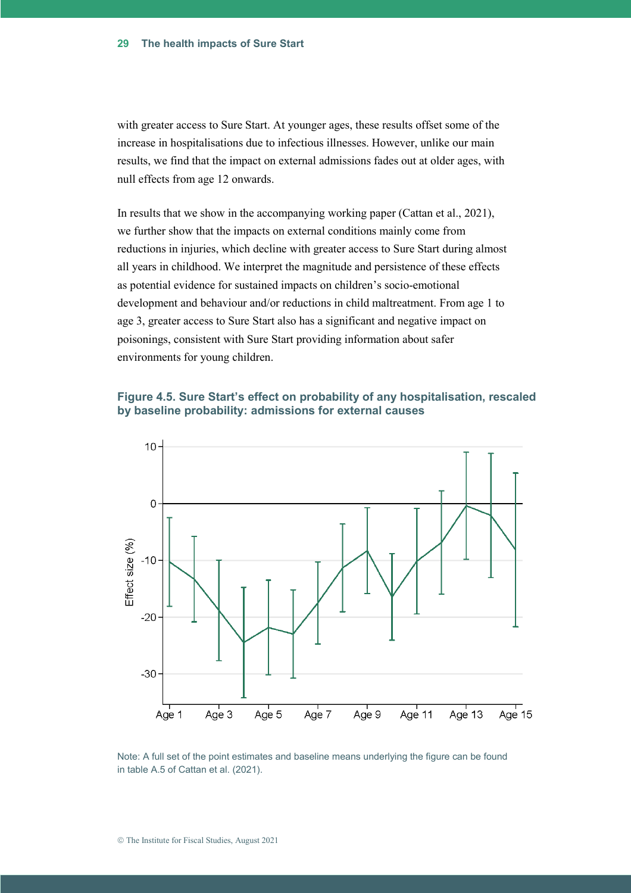with greater access to Sure Start. At younger ages, these results offset some of the increase in hospitalisations due to infectious illnesses. However, unlike our main results, we find that the impact on external admissions fades out at older ages, with null effects from age 12 onwards.

In results that we show in the accompanying working paper (Cattan et al., 2021), we further show that the impacts on external conditions mainly come from reductions in injuries, which decline with greater access to Sure Start during almost all years in childhood. We interpret the magnitude and persistence of these effects as potential evidence for sustained impacts on children's socio-emotional development and behaviour and/or reductions in child maltreatment. From age 1 to age 3, greater access to Sure Start also has a significant and negative impact on poisonings, consistent with Sure Start providing information about safer environments for young children.

**Figure 4.5. Sure Start's effect on probability of any hospitalisation, rescaled by baseline probability: admissions for external causes**

Note: A full set of the point estimates and baseline means underlying the figure can be found in table A.5 of Cattan et al. (2021).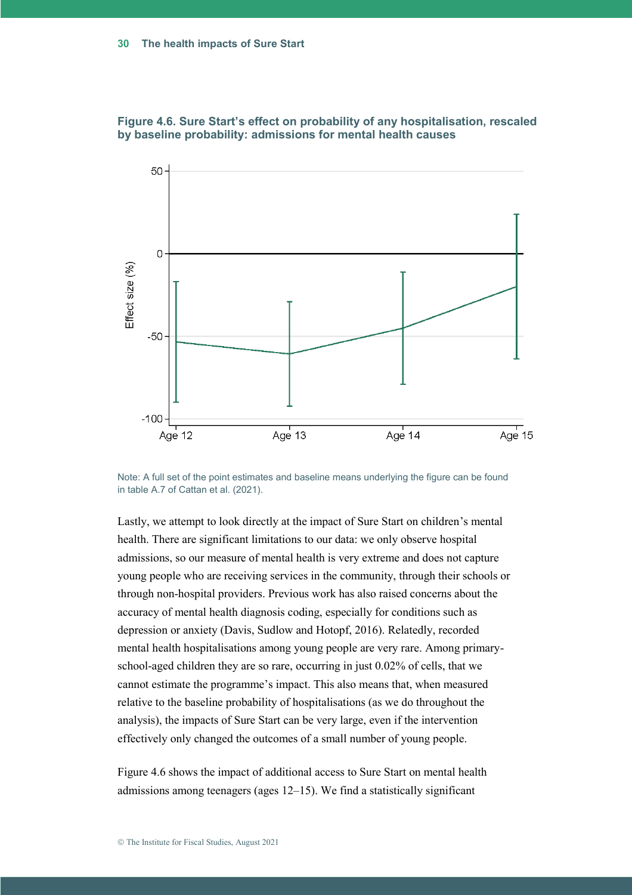**Figure 4.6. Sure Start's effect on probability of any hospitalisation, rescaled by baseline probability: admissions for mental health causes**

Note: A full set of the point estimates and baseline means underlying the figure can be found in table A.7 of Cattan et al. (2021).

Lastly, we attempt to look directly at the impact of Sure Start on children's mental health. There are significant limitations to our data: we only observe hospital admissions, so our measure of mental health is very extreme and does not capture young people who are receiving services in the community, through their schools or through non-hospital providers. Previous work has also raised concerns about the accuracy of mental health diagnosis coding, especially for conditions such as depression or anxiety (Davis, Sudlow and Hotopf, 2016). Relatedly, recorded mental health hospitalisations among young people are very rare. Among primary-school-aged children they are so rare, occurring in just 0.02% of cells, that we cannot estimate the programme's impact. This also means that, when measured relative to the baseline probability of hospitalisations (as we do throughout the analysis), the impacts of Sure Start can be very large, even if the intervention effectively only changed the outcomes of a small number of young people.

Figure 4.6 shows the impact of additional access to Sure Start on mental health admissions among teenagers (ages 12–15). We find a statistically significant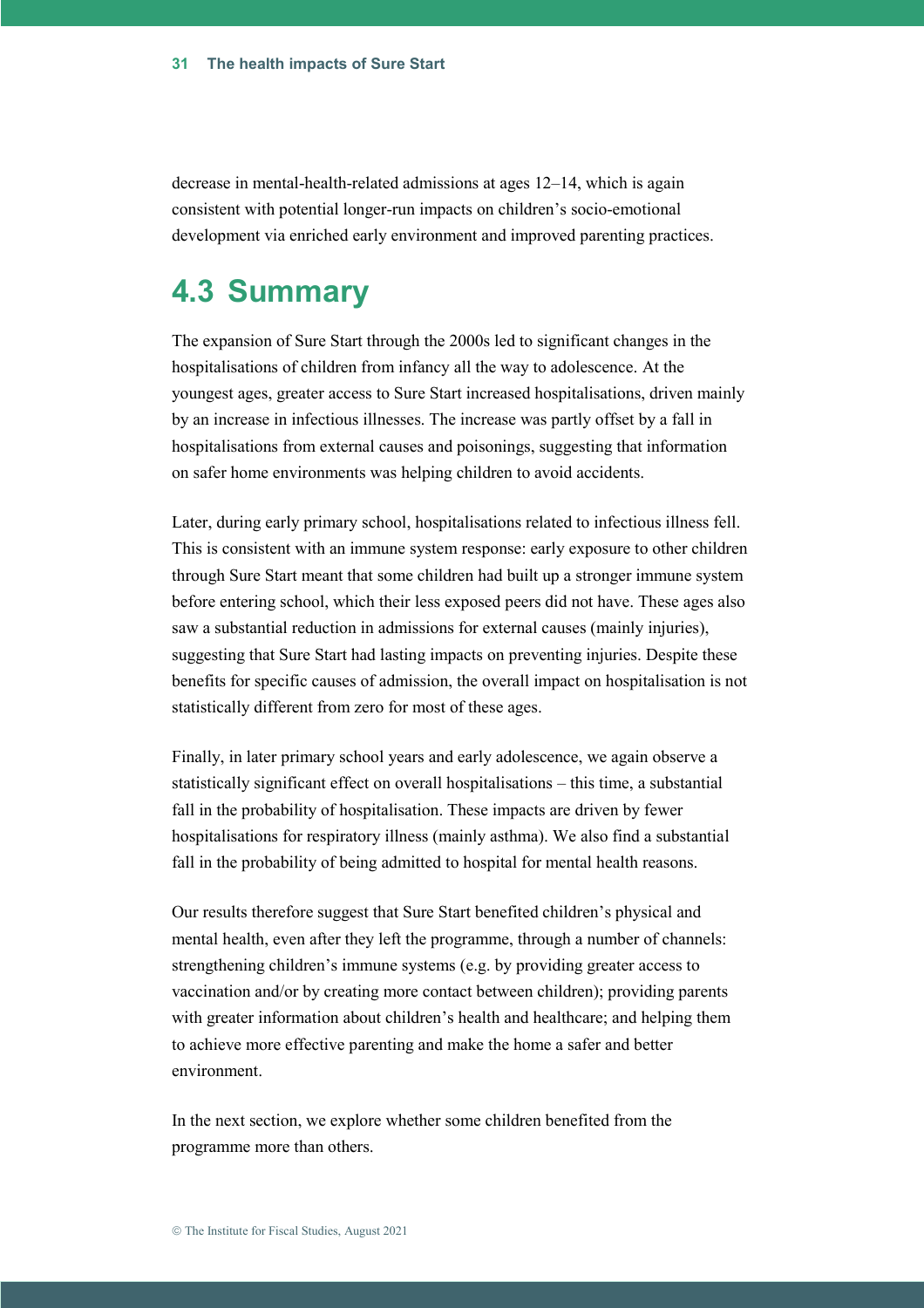decrease in mental-health-related admissions at ages 12–14, which is again consistent with potential longer-run impacts on children's socio-emotional development via enriched early environment and improved parenting practices.

## 4.3 Summary

The expansion of Sure Start through the 2000s led to significant changes in the hospitalisations of children from infancy all the way to adolescence. At the youngest ages, greater access to Sure Start increased hospitalisations, driven mainly by an increase in infectious illnesses. The increase was partly offset by a fall in hospitalisations from external causes and poisonings, suggesting that information on safer home environments was helping children to avoid accidents.

Later, during early primary school, hospitalisations related to infectious illness fell. This is consistent with an immune system response: early exposure to other children through Sure Start meant that some children had built up a stronger immune system before entering school, which their less exposed peers did not have. These ages also saw a substantial reduction in admissions for external causes (mainly injuries), suggesting that Sure Start had lasting impacts on preventing injuries. Despite these benefits for specific causes of admission, the overall impact on hospitalisation is not statistically different from zero for most of these ages.

Finally, in later primary school years and early adolescence, we again observe a statistically significant effect on overall hospitalisations – this time, a substantial fall in the probability of hospitalisation. These impacts are driven by fewer hospitalisations for respiratory illness (mainly asthma). We also find a substantial fall in the probability of being admitted to hospital for mental health reasons.

Our results therefore suggest that Sure Start benefited children's physical and mental health, even after they left the programme, through a number of channels: strengthening children's immune systems (e.g. by providing greater access to vaccination and/or by creating more contact between children); providing parents with greater information about children's health and healthcare; and helping them to achieve more effective parenting and make the home a safer and better environment.

In the next section, we explore whether some children benefited from the programme more than others.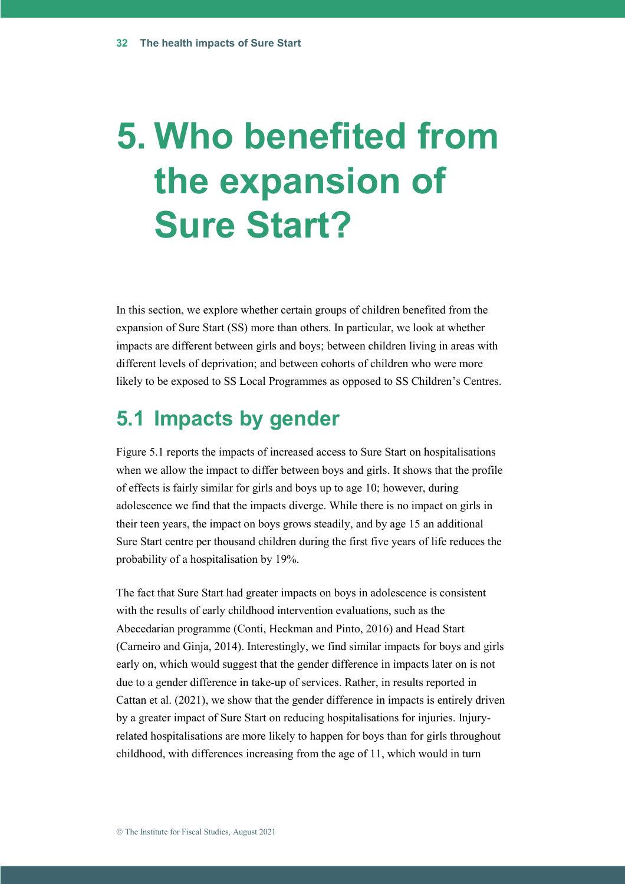# 5. Who benefited from the expansion of Sure Start?

In this section, we explore whether certain groups of children benefited from the expansion of Sure Start (SS) more than others. In particular, we look at whether impacts are different between girls and boys; between children living in areas with different levels of deprivation; and between cohorts of children who were more likely to be exposed to SS Local Programmes as opposed to SS Children's Centres.

## 5.1 Impacts by gender

Figure 5.1 reports the impacts of increased access to Sure Start on hospitalisations when we allow the impact to differ between boys and girls. It shows that the profile of effects is fairly similar for girls and boys up to age 10; however, during adolescence we find that the impacts diverge. While there is no impact on girls in their teen years, the impact on boys grows steadily, and by age 15 an additional Sure Start centre per thousand children during the first five years of life reduces the probability of a hospitalisation by 19%.

The fact that Sure Start had greater impacts on boys in adolescence is consistent with the results of early childhood intervention evaluations, such as the Abecedarian programme (Conti, Heckman and Pinto, 2016) and Head Start (Carneiro and Ginja, 2014). Interestingly, we find similar impacts for boys and girls early on, which would suggest that the gender difference in impacts later on is not due to a gender difference in take-up of services. Rather, in results reported in Cattan et al. (2021), we show that the gender difference in impacts is entirely driven by a greater impact of Sure Start on reducing hospitalisations for injuries. Injury-related hospitalisations are more likely to happen for boys than for girls throughout childhood, with differences increasing from the age of 11, which would in turn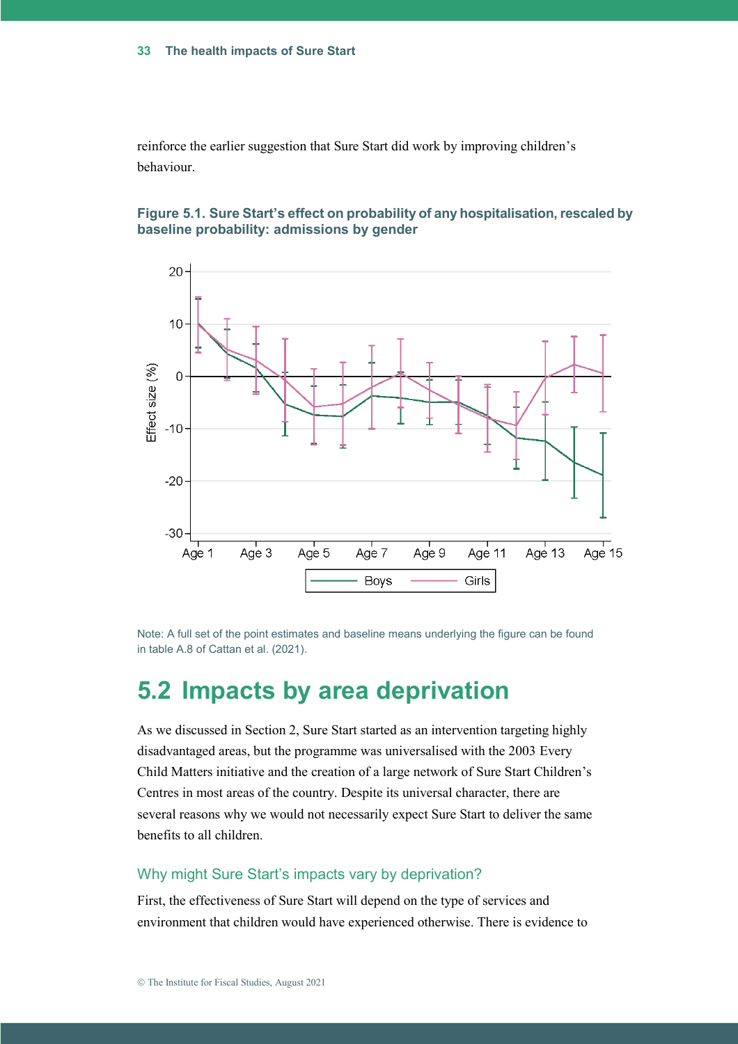reinforce the earlier suggestion that Sure Start did work by improving children's behaviour.

**Figure 5.1. Sure Start's effect on probability of any hospitalisation, rescaled by baseline probability: admissions by gender**

Note: A full set of the point estimates and baseline means underlying the figure can be found in table A.8 of Cattan et al. (2021).

## 5.2 Impacts by area deprivation

As we discussed in Section 2, Sure Start started as an intervention targeting highly disadvantaged areas, but the programme was universalised with the 2003 Every Child Matters initiative and the creation of a large network of Sure Start Children's Centres in most areas of the country. Despite its universal character, there are several reasons why we would not necessarily expect Sure Start to deliver the same benefits to all children.

### Why might Sure Start's impacts vary by deprivation?

First, the effectiveness of Sure Start will depend on the type of services and environment that children would have experienced otherwise. There is evidence to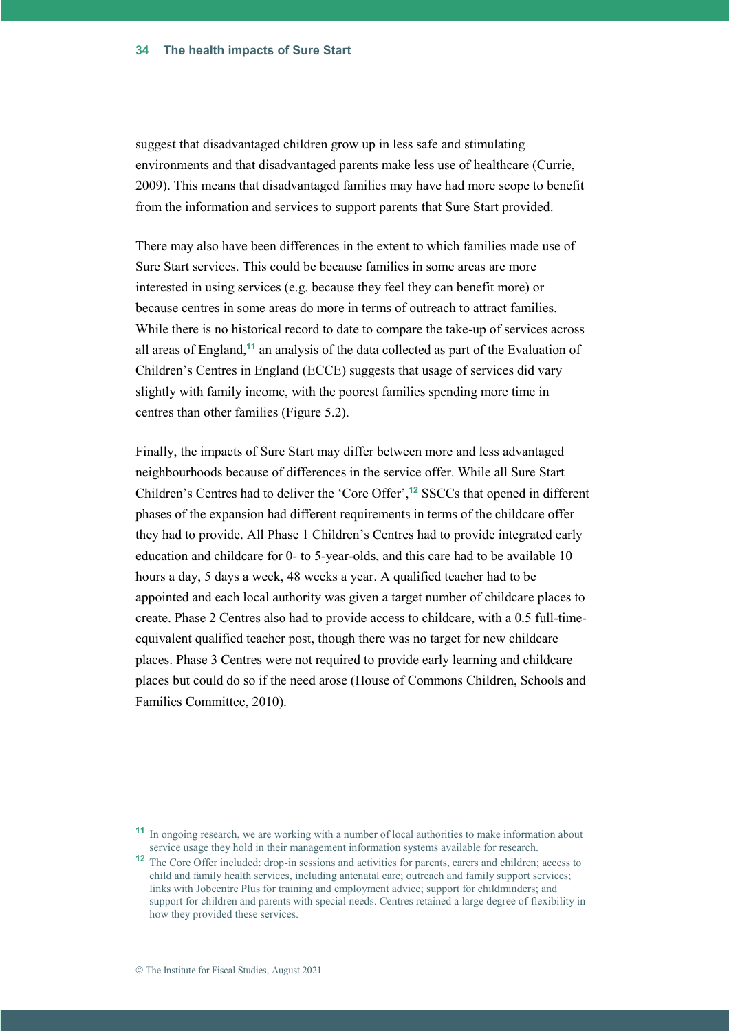suggest that disadvantaged children grow up in less safe and stimulating environments and that disadvantaged parents make less use of healthcare (Currie, 2009). This means that disadvantaged families may have had more scope to benefit from the information and services to support parents that Sure Start provided.

There may also have been differences in the extent to which families made use of Sure Start services. This could be because families in some areas are more interested in using services (e.g. because they feel they can benefit more) or because centres in some areas do more in terms of outreach to attract families. While there is no historical record to date to compare the take-up of services across all areas of England,[11] an analysis of the data collected as part of the Evaluation of Children's Centres in England (ECCE) suggests that usage of services did vary slightly with family income, with the poorest families spending more time in centres than other families (Figure 5.2).

Finally, the impacts of Sure Start may differ between more and less advantaged neighbourhoods because of differences in the service offer. While all Sure Start Children's Centres had to deliver the 'Core Offer',[12] SSCCs that opened in different phases of the expansion had different requirements in terms of the childcare offer they had to provide. All Phase 1 Children's Centres had to provide integrated early education and childcare for 0- to 5-year-olds, and this care had to be available 10 hours a day, 5 days a week, 48 weeks a year. A qualified teacher had to be appointed and each local authority was given a target number of childcare places to create. Phase 2 Centres also had to provide access to childcare, with a 0.5 full-time-equivalent qualified teacher post, though there was no target for new childcare places. Phase 3 Centres were not required to provide early learning and childcare places but could do so if the need arose (House of Commons Children, Schools and Families Committee, 2010).

[11] In ongoing research, we are working with a number of local authorities to make information about service usage they hold in their management information systems available for research.

[12] The Core Offer included: drop-in sessions and activities for parents, carers and children; access to child and family health services, including antenatal care; outreach and family support services; links with Jobcentre Plus for training and employment advice; support for childminders; and support for children and parents with special needs. Centres retained a large degree of flexibility in how they provided these services.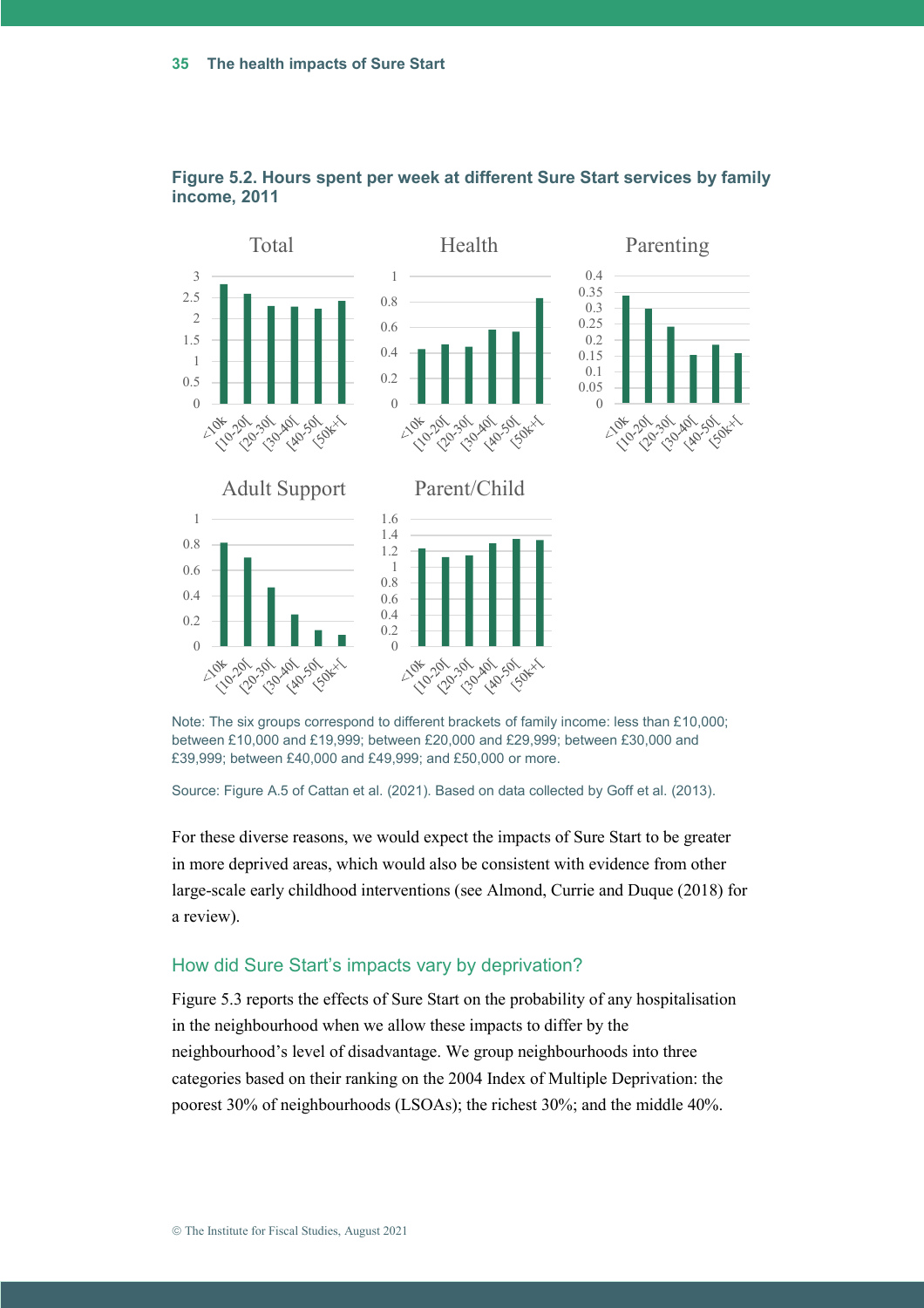**Figure 5.2. Hours spent per week at different Sure Start services by family income, 2011**

Note: The six groups correspond to different brackets of family income: less than £10,000; between £10,000 and £19,999; between £20,000 and £29,999; between £30,000 and £39,999; between £40,000 and £49,999; and £50,000 or more.

Source: Figure A.5 of Cattan et al. (2021). Based on data collected by Goff et al. (2013).

For these diverse reasons, we would expect the impacts of Sure Start to be greater in more deprived areas, which would also be consistent with evidence from other large-scale early childhood interventions (see Almond, Currie and Duque (2018) for a review).

## How did Sure Start's impacts vary by deprivation?

Figure 5.3 reports the effects of Sure Start on the probability of any hospitalisation in the neighbourhood when we allow these impacts to differ by the neighbourhood's level of disadvantage. We group neighbourhoods into three categories based on their ranking on the 2004 Index of Multiple Deprivation: the poorest 30% of neighbourhoods (LSOAs); the richest 30%; and the middle 40%.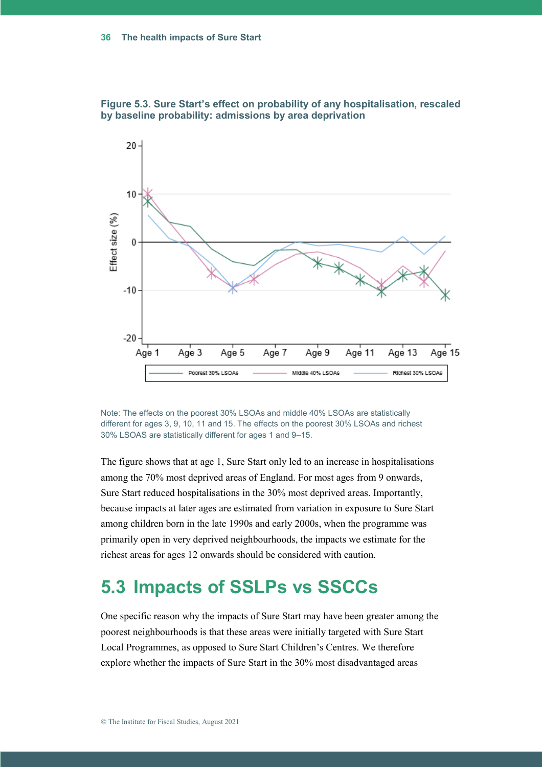**Figure 5.3. Sure Start's effect on probability of any hospitalisation, rescaled by baseline probability: admissions by area deprivation**

Note: The effects on the poorest 30% LSOAs and middle 40% LSOAs are statistically different for ages 3, 9, 10, 11 and 15. The effects on the poorest 30% LSOAs and richest 30% LSOAS are statistically different for ages 1 and 9–15.

The figure shows that at age 1, Sure Start only led to an increase in hospitalisations among the 70% most deprived areas of England. For most ages from 9 onwards, Sure Start reduced hospitalisations in the 30% most deprived areas. Importantly, because impacts at later ages are estimated from variation in exposure to Sure Start among children born in the late 1990s and early 2000s, when the programme was primarily open in very deprived neighbourhoods, the impacts we estimate for the richest areas for ages 12 onwards should be considered with caution.

## 5.3 Impacts of SSLPs vs SSCCs

One specific reason why the impacts of Sure Start may have been greater among the poorest neighbourhoods is that these areas were initially targeted with Sure Start Local Programmes, as opposed to Sure Start Children's Centres. We therefore explore whether the impacts of Sure Start in the 30% most disadvantaged areas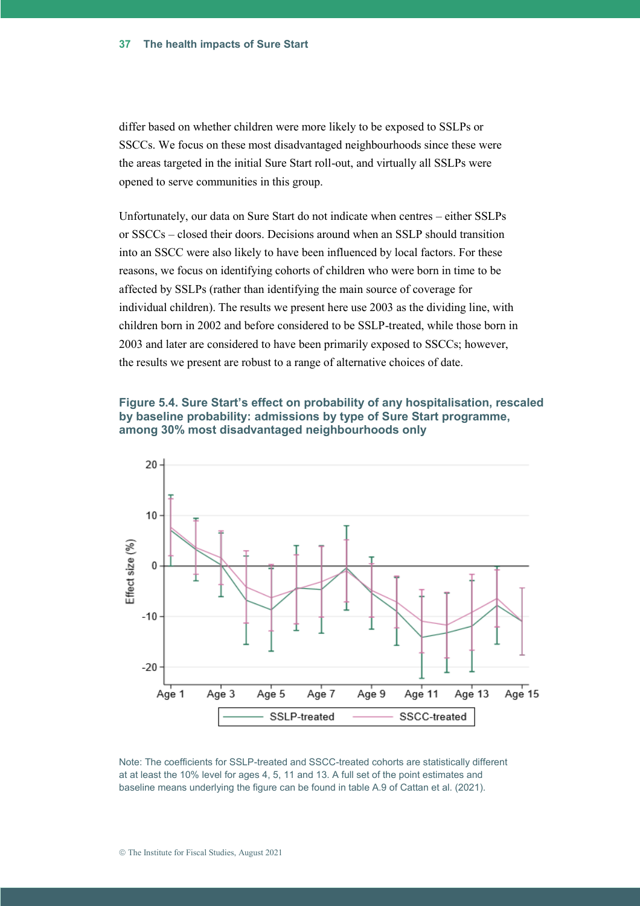differ based on whether children were more likely to be exposed to SSLPs or SSCCs. We focus on these most disadvantaged neighbourhoods since these were the areas targeted in the initial Sure Start roll-out, and virtually all SSLPs were opened to serve communities in this group.

Unfortunately, our data on Sure Start do not indicate when centres – either SSLPs or SSCCs – closed their doors. Decisions around when an SSLP should transition into an SSCC were also likely to have been influenced by local factors. For these reasons, we focus on identifying cohorts of children who were born in time to be affected by SSLPs (rather than identifying the main source of coverage for individual children). The results we present here use 2003 as the dividing line, with children born in 2002 and before considered to be SSLP-treated, while those born in 2003 and later are considered to have been primarily exposed to SSCCs; however, the results we present are robust to a range of alternative choices of date.

**Figure 5.4. Sure Start's effect on probability of any hospitalisation, rescaled by baseline probability: admissions by type of Sure Start programme, among 30% most disadvantaged neighbourhoods only**

Note: The coefficients for SSLP-treated and SSCC-treated cohorts are statistically different at at least the 10% level for ages 4, 5, 11 and 13. A full set of the point estimates and baseline means underlying the figure can be found in table A.9 of Cattan et al. (2021).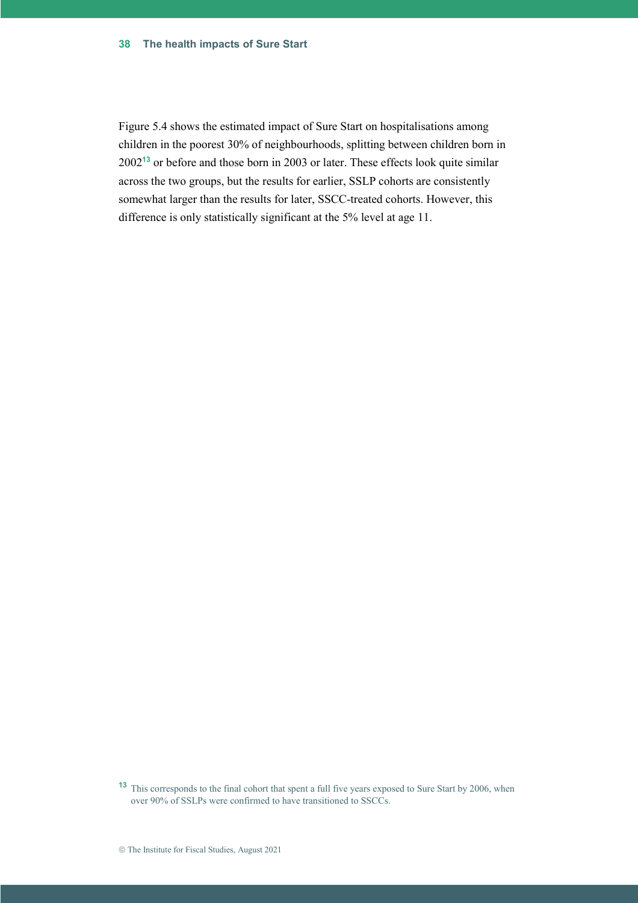Figure 5.4 shows the estimated impact of Sure Start on hospitalisations among children in the poorest 30% of neighbourhoods, splitting between children born in 2002[13] or before and those born in 2003 or later. These effects look quite similar across the two groups, but the results for earlier, SSLP cohorts are consistently somewhat larger than the results for later, SSCC-treated cohorts. However, this difference is only statistically significant at the 5% level at age 11.

[13] This corresponds to the final cohort that spent a full five years exposed to Sure Start by 2006, when over 90% of SSLPs were confirmed to have transitioned to SSCCs.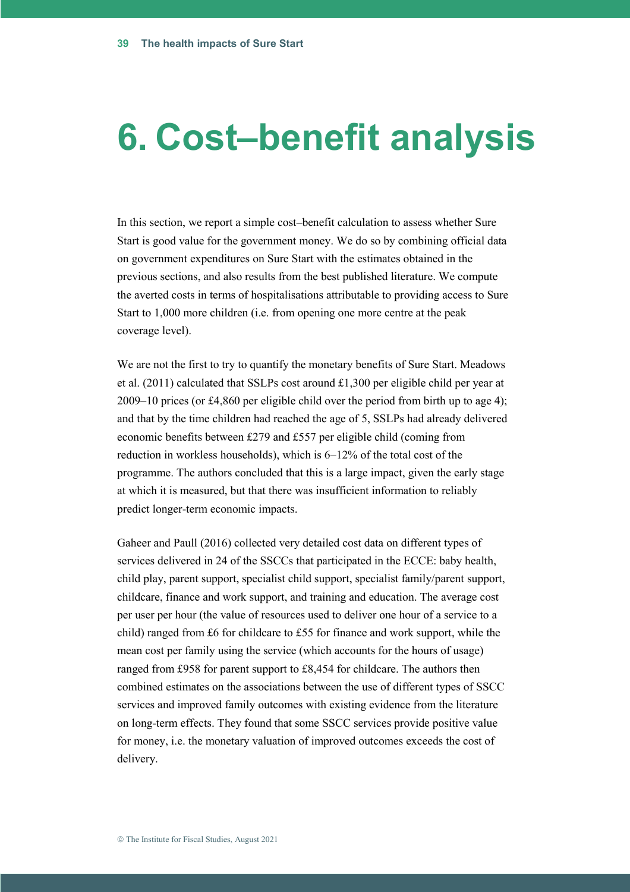# 6. Cost–benefit analysis

In this section, we report a simple cost–benefit calculation to assess whether Sure Start is good value for the government money. We do so by combining official data on government expenditures on Sure Start with the estimates obtained in the previous sections, and also results from the best published literature. We compute the averted costs in terms of hospitalisations attributable to providing access to Sure Start to 1,000 more children (i.e. from opening one more centre at the peak coverage level).

We are not the first to try to quantify the monetary benefits of Sure Start. Meadows et al. (2011) calculated that SSLPs cost around £1,300 per eligible child per year at 2009–10 prices (or £4,860 per eligible child over the period from birth up to age 4); and that by the time children had reached the age of 5, SSLPs had already delivered economic benefits between £279 and £557 per eligible child (coming from reduction in workless households), which is 6–12% of the total cost of the programme. The authors concluded that this is a large impact, given the early stage at which it is measured, but that there was insufficient information to reliably predict longer-term economic impacts.

Gaheer and Paull (2016) collected very detailed cost data on different types of services delivered in 24 of the SSCCs that participated in the ECCE: baby health, child play, parent support, specialist child support, specialist family/parent support, childcare, finance and work support, and training and education. The average cost per user per hour (the value of resources used to deliver one hour of a service to a child) ranged from £6 for childcare to £55 for finance and work support, while the mean cost per family using the service (which accounts for the hours of usage) ranged from £958 for parent support to £8,454 for childcare. The authors then combined estimates on the associations between the use of different types of SSCC services and improved family outcomes with existing evidence from the literature on long-term effects. They found that some SSCC services provide positive value for money, i.e. the monetary valuation of improved outcomes exceeds the cost of delivery.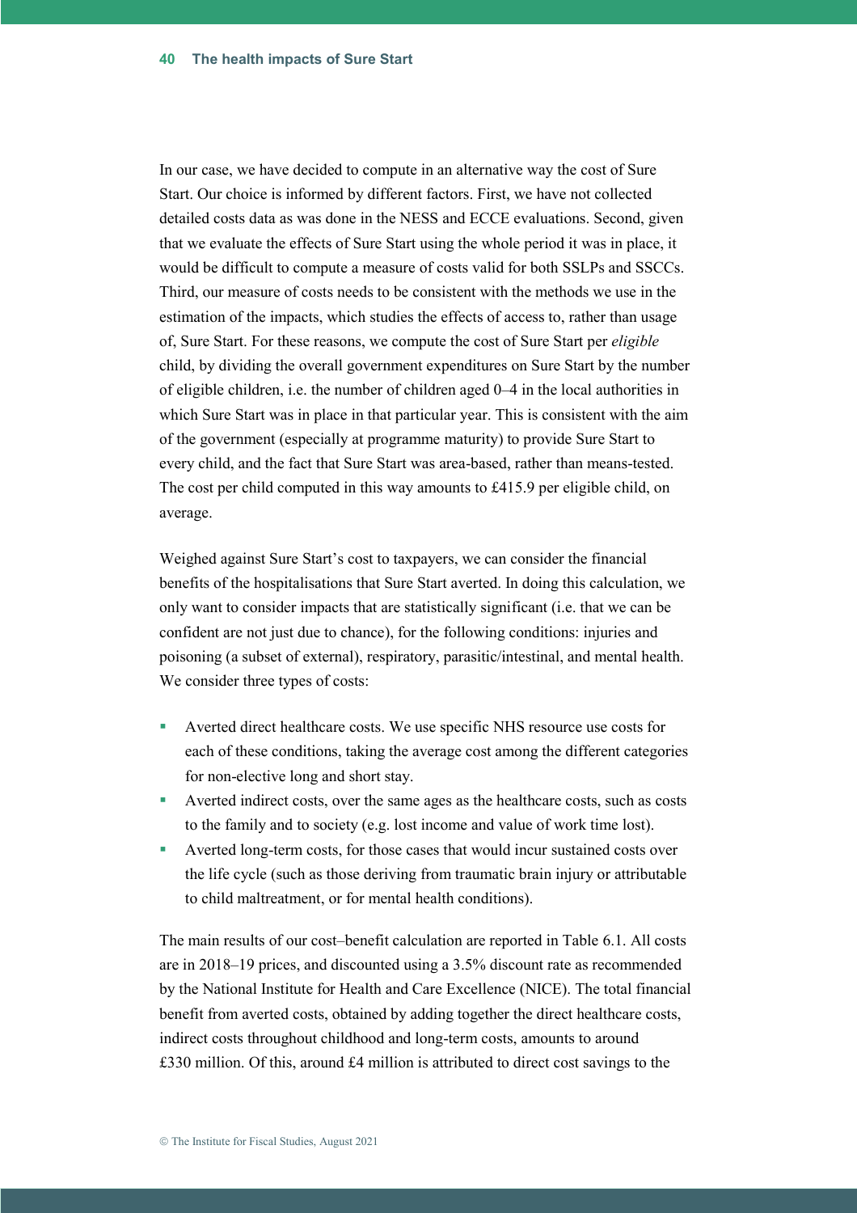In our case, we have decided to compute in an alternative way the cost of Sure Start. Our choice is informed by different factors. First, we have not collected detailed costs data as was done in the NESS and ECCE evaluations. Second, given that we evaluate the effects of Sure Start using the whole period it was in place, it would be difficult to compute a measure of costs valid for both SSLPs and SSCCs. Third, our measure of costs needs to be consistent with the methods we use in the estimation of the impacts, which studies the effects of access to, rather than usage of, Sure Start. For these reasons, we compute the cost of Sure Start per *eligible* child, by dividing the overall government expenditures on Sure Start by the number of eligible children, i.e. the number of children aged 0–4 in the local authorities in which Sure Start was in place in that particular year. This is consistent with the aim of the government (especially at programme maturity) to provide Sure Start to every child, and the fact that Sure Start was area-based, rather than means-tested. The cost per child computed in this way amounts to £415.9 per eligible child, on average.

Weighed against Sure Start's cost to taxpayers, we can consider the financial benefits of the hospitalisations that Sure Start averted. In doing this calculation, we only want to consider impacts that are statistically significant (i.e. that we can be confident are not just due to chance), for the following conditions: injuries and poisoning (a subset of external), respiratory, parasitic/intestinal, and mental health. We consider three types of costs:

- Averted direct healthcare costs. We use specific NHS resource use costs for each of these conditions, taking the average cost among the different categories for non-elective long and short stay.
- Averted indirect costs, over the same ages as the healthcare costs, such as costs to the family and to society (e.g. lost income and value of work time lost).
- Averted long-term costs, for those cases that would incur sustained costs over the life cycle (such as those deriving from traumatic brain injury or attributable to child maltreatment, or for mental health conditions).

The main results of our cost–benefit calculation are reported in Table 6.1. All costs are in 2018–19 prices, and discounted using a 3.5% discount rate as recommended by the National Institute for Health and Care Excellence (NICE). The total financial benefit from averted costs, obtained by adding together the direct healthcare costs, indirect costs throughout childhood and long-term costs, amounts to around £330 million. Of this, around £4 million is attributed to direct cost savings to the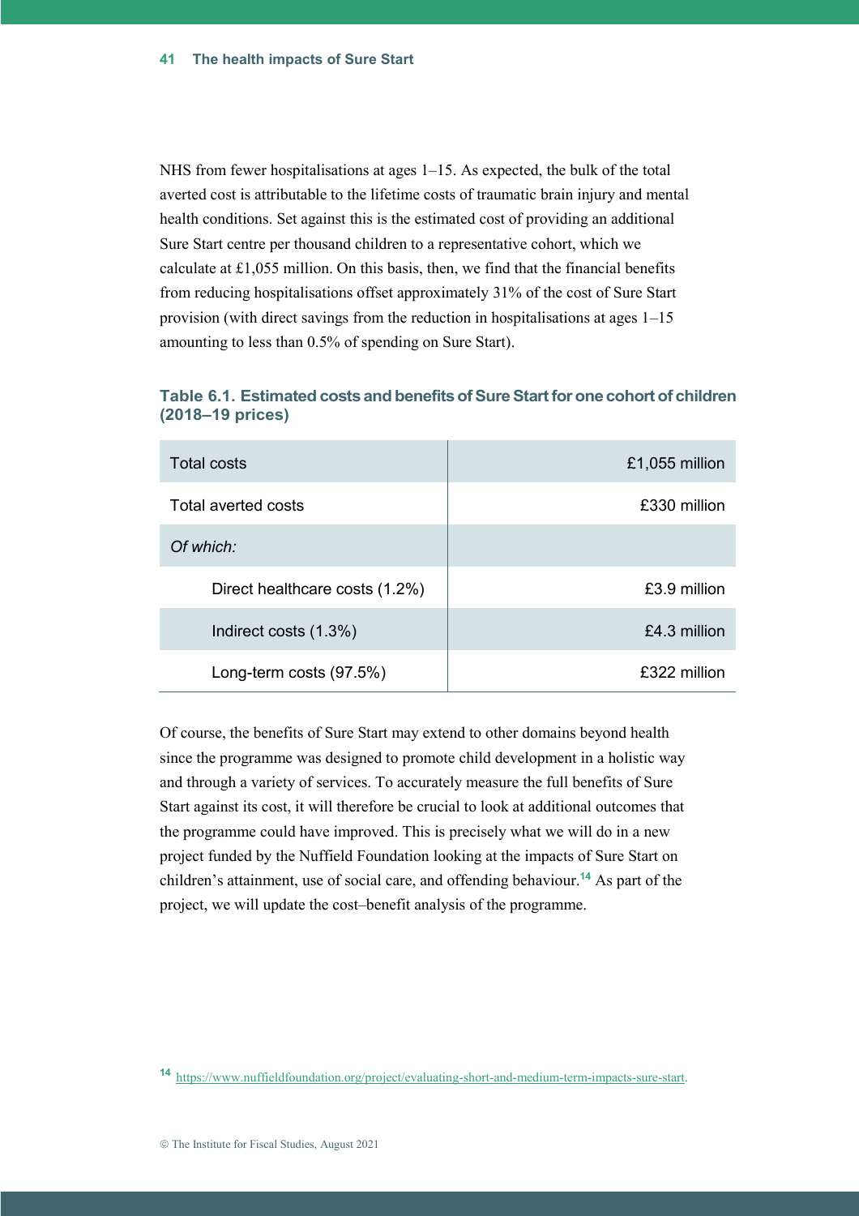NHS from fewer hospitalisations at ages 1–15. As expected, the bulk of the total averted cost is attributable to the lifetime costs of traumatic brain injury and mental health conditions. Set against this is the estimated cost of providing an additional Sure Start centre per thousand children to a representative cohort, which we calculate at £1,055 million. On this basis, then, we find that the financial benefits from reducing hospitalisations offset approximately 31% of the cost of Sure Start provision (with direct savings from the reduction in hospitalisations at ages 1–15 amounting to less than 0.5% of spending on Sure Start).

**Table 6.1. Estimated costs and benefits of Sure Start for one cohort of children (2018–19 prices)**

| | |
|---|---:|
| Total costs | £1,055 million |
| Total averted costs | £330 million |
| *Of which:* | |
| Direct healthcare costs (1.2%) | £3.9 million |
| Indirect costs (1.3%) | £4.3 million |
| Long-term costs (97.5%) | £322 million |

Of course, the benefits of Sure Start may extend to other domains beyond health since the programme was designed to promote child development in a holistic way and through a variety of services. To accurately measure the full benefits of Sure Start against its cost, it will therefore be crucial to look at additional outcomes that the programme could have improved. This is precisely what we will do in a new project funded by the Nuffield Foundation looking at the impacts of Sure Start on children's attainment, use of social care, and offending behaviour.[14] As part of the project, we will update the cost–benefit analysis of the programme.

[14] https://www.nuffieldfoundation.org/project/evaluating-short-and-medium-term-impacts-sure-start.

© The Institute for Fiscal Studies, August 2021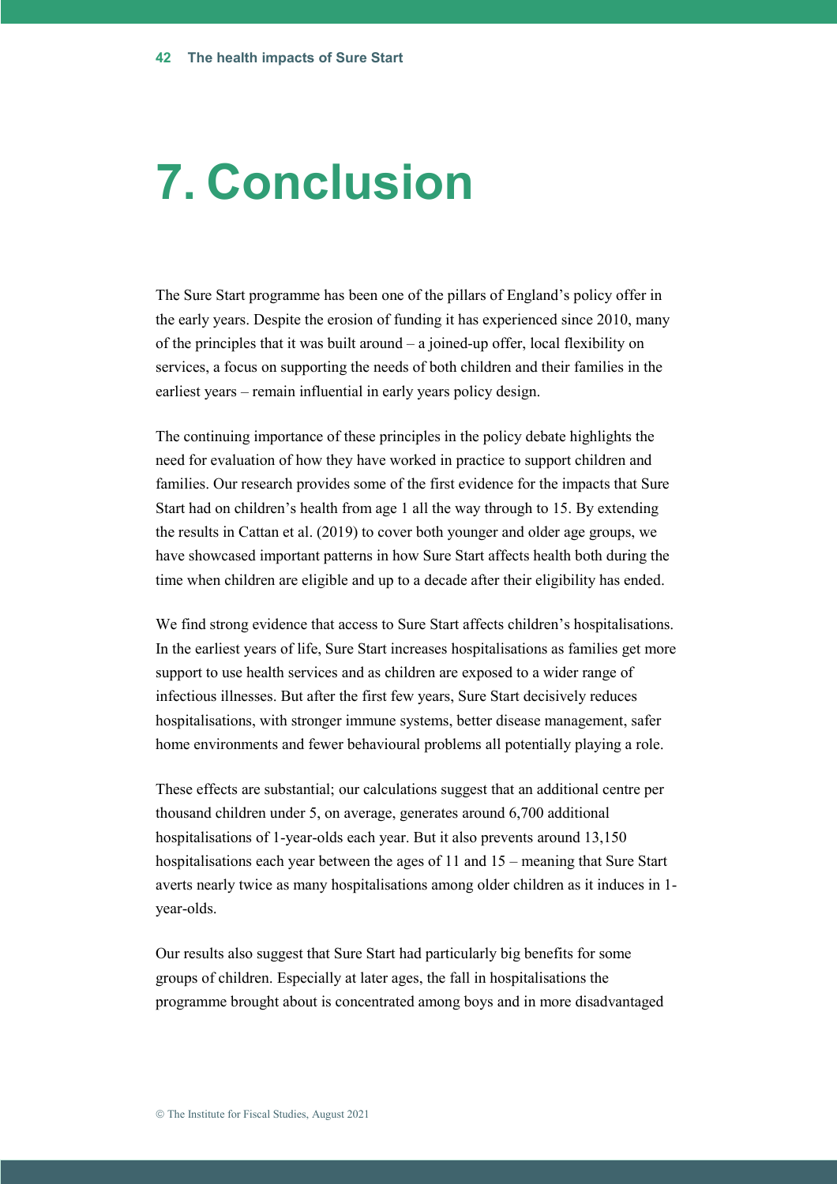# 7. Conclusion

The Sure Start programme has been one of the pillars of England's policy offer in the early years. Despite the erosion of funding it has experienced since 2010, many of the principles that it was built around – a joined-up offer, local flexibility on services, a focus on supporting the needs of both children and their families in the earliest years – remain influential in early years policy design.

The continuing importance of these principles in the policy debate highlights the need for evaluation of how they have worked in practice to support children and families. Our research provides some of the first evidence for the impacts that Sure Start had on children's health from age 1 all the way through to 15. By extending the results in Cattan et al. (2019) to cover both younger and older age groups, we have showcased important patterns in how Sure Start affects health both during the time when children are eligible and up to a decade after their eligibility has ended.

We find strong evidence that access to Sure Start affects children's hospitalisations. In the earliest years of life, Sure Start increases hospitalisations as families get more support to use health services and as children are exposed to a wider range of infectious illnesses. But after the first few years, Sure Start decisively reduces hospitalisations, with stronger immune systems, better disease management, safer home environments and fewer behavioural problems all potentially playing a role.

These effects are substantial; our calculations suggest that an additional centre per thousand children under 5, on average, generates around 6,700 additional hospitalisations of 1-year-olds each year. But it also prevents around 13,150 hospitalisations each year between the ages of 11 and 15 – meaning that Sure Start averts nearly twice as many hospitalisations among older children as it induces in 1-year-olds.

Our results also suggest that Sure Start had particularly big benefits for some groups of children. Especially at later ages, the fall in hospitalisations the programme brought about is concentrated among boys and in more disadvantaged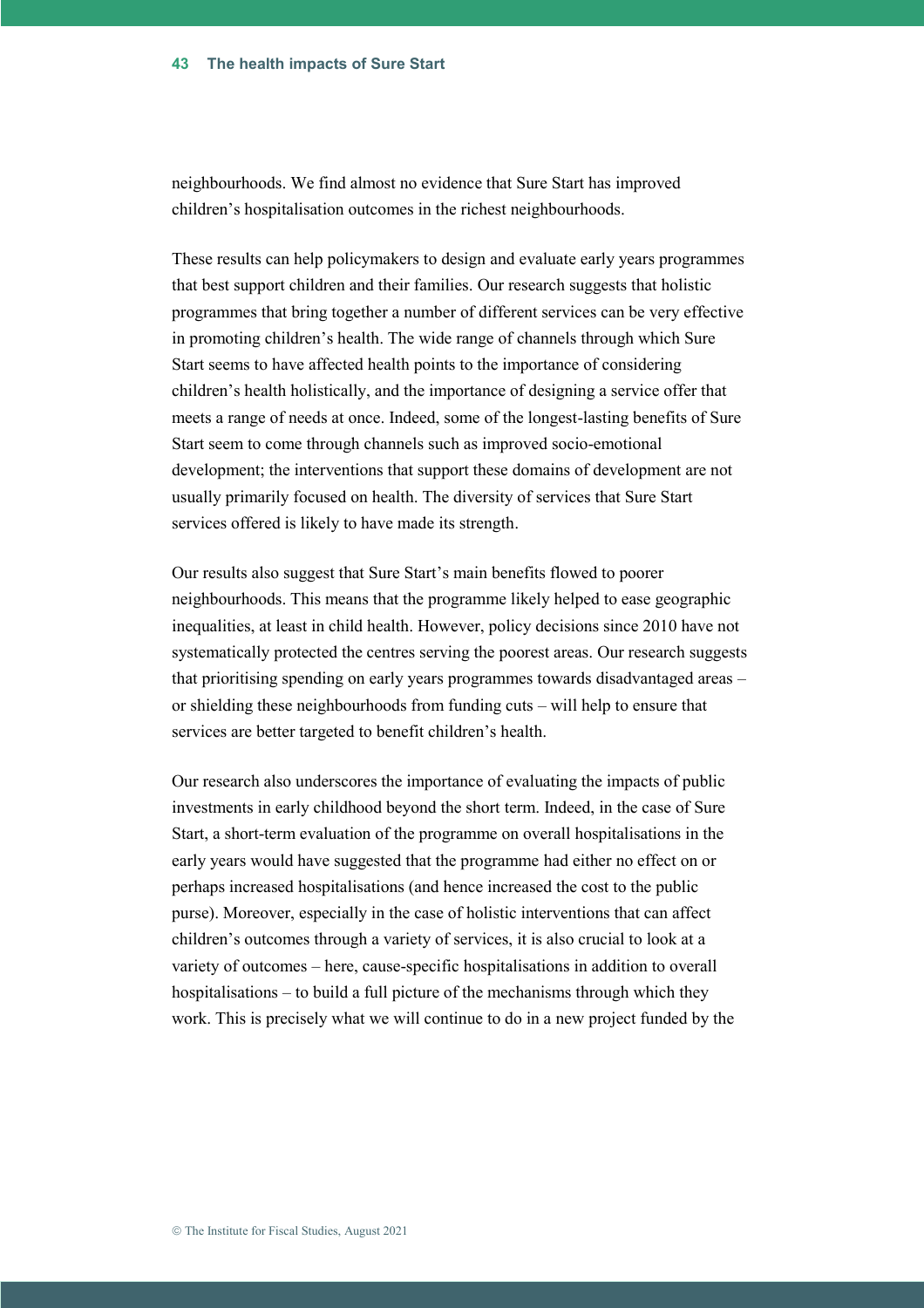neighbourhoods. We find almost no evidence that Sure Start has improved children's hospitalisation outcomes in the richest neighbourhoods.

These results can help policymakers to design and evaluate early years programmes that best support children and their families. Our research suggests that holistic programmes that bring together a number of different services can be very effective in promoting children's health. The wide range of channels through which Sure Start seems to have affected health points to the importance of considering children's health holistically, and the importance of designing a service offer that meets a range of needs at once. Indeed, some of the longest-lasting benefits of Sure Start seem to come through channels such as improved socio-emotional development; the interventions that support these domains of development are not usually primarily focused on health. The diversity of services that Sure Start services offered is likely to have made its strength.

Our results also suggest that Sure Start's main benefits flowed to poorer neighbourhoods. This means that the programme likely helped to ease geographic inequalities, at least in child health. However, policy decisions since 2010 have not systematically protected the centres serving the poorest areas. Our research suggests that prioritising spending on early years programmes towards disadvantaged areas – or shielding these neighbourhoods from funding cuts – will help to ensure that services are better targeted to benefit children's health.

Our research also underscores the importance of evaluating the impacts of public investments in early childhood beyond the short term. Indeed, in the case of Sure Start, a short-term evaluation of the programme on overall hospitalisations in the early years would have suggested that the programme had either no effect on or perhaps increased hospitalisations (and hence increased the cost to the public purse). Moreover, especially in the case of holistic interventions that can affect children's outcomes through a variety of services, it is also crucial to look at a variety of outcomes – here, cause-specific hospitalisations in addition to overall hospitalisations – to build a full picture of the mechanisms through which they work. This is precisely what we will continue to do in a new project funded by the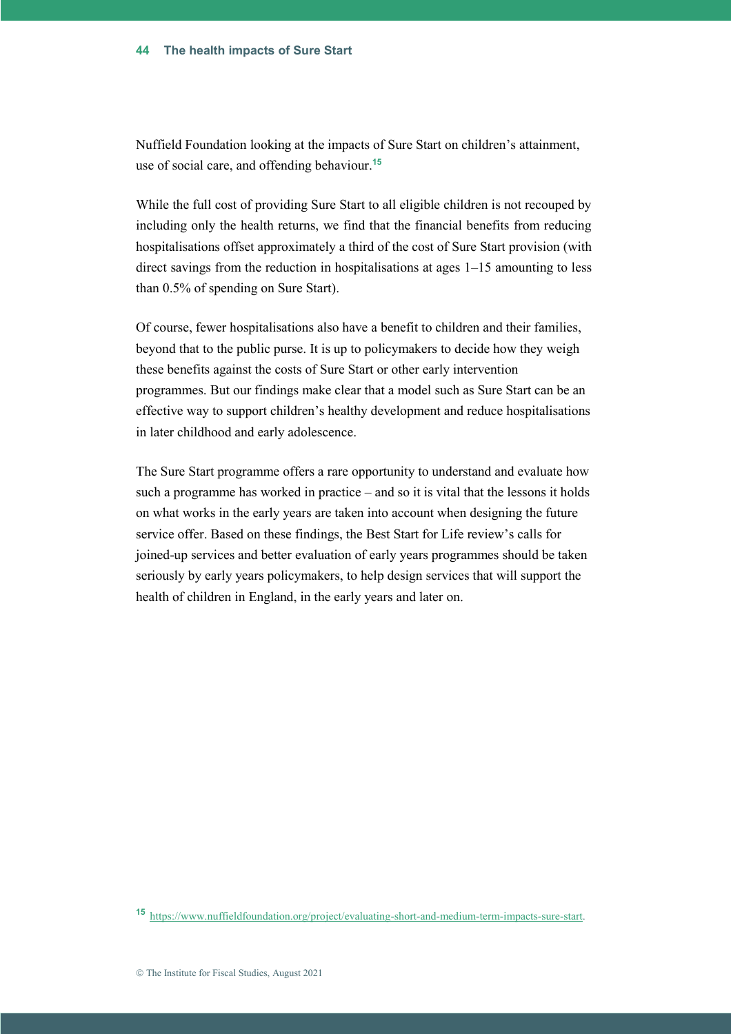Nuffield Foundation looking at the impacts of Sure Start on children's attainment, use of social care, and offending behaviour.[15]

While the full cost of providing Sure Start to all eligible children is not recouped by including only the health returns, we find that the financial benefits from reducing hospitalisations offset approximately a third of the cost of Sure Start provision (with direct savings from the reduction in hospitalisations at ages 1–15 amounting to less than 0.5% of spending on Sure Start).

Of course, fewer hospitalisations also have a benefit to children and their families, beyond that to the public purse. It is up to policymakers to decide how they weigh these benefits against the costs of Sure Start or other early intervention programmes. But our findings make clear that a model such as Sure Start can be an effective way to support children's healthy development and reduce hospitalisations in later childhood and early adolescence.

The Sure Start programme offers a rare opportunity to understand and evaluate how such a programme has worked in practice – and so it is vital that the lessons it holds on what works in the early years are taken into account when designing the future service offer. Based on these findings, the Best Start for Life review's calls for joined-up services and better evaluation of early years programmes should be taken seriously by early years policymakers, to help design services that will support the health of children in England, in the early years and later on.

[15] https://www.nuffieldfoundation.org/project/evaluating-short-and-medium-term-impacts-sure-start.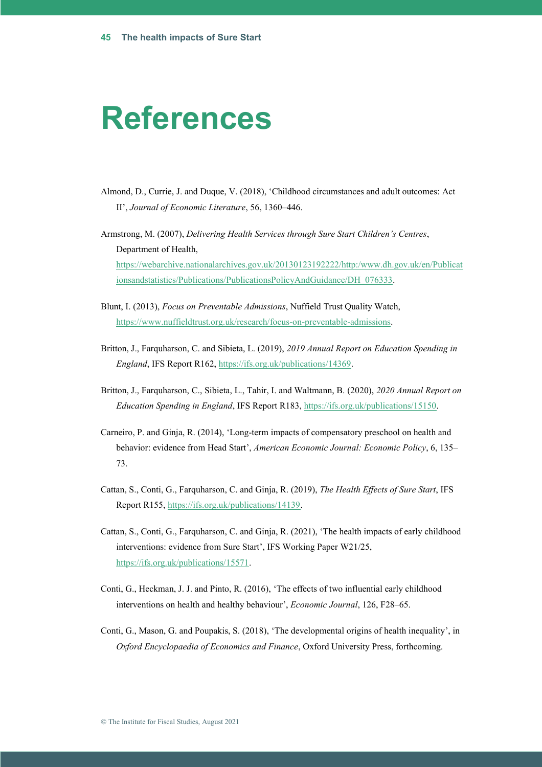# References

Almond, D., Currie, J. and Duque, V. (2018), 'Childhood circumstances and adult outcomes: Act II', *Journal of Economic Literature*, 56, 1360–446.

Armstrong, M. (2007), *Delivering Health Services through Sure Start Children's Centres*, Department of Health, https://webarchive.nationalarchives.gov.uk/20130123192222/http:/www.dh.gov.uk/en/Publicationsandstatistics/Publications/PublicationsPolicyAndGuidance/DH_076333.

Blunt, I. (2013), *Focus on Preventable Admissions*, Nuffield Trust Quality Watch, https://www.nuffieldtrust.org.uk/research/focus-on-preventable-admissions.

Britton, J., Farquharson, C. and Sibieta, L. (2019), *2019 Annual Report on Education Spending in England*, IFS Report R162, https://ifs.org.uk/publications/14369.

Britton, J., Farquharson, C., Sibieta, L., Tahir, I. and Waltmann, B. (2020), *2020 Annual Report on Education Spending in England*, IFS Report R183, https://ifs.org.uk/publications/15150.

Carneiro, P. and Ginja, R. (2014), 'Long-term impacts of compensatory preschool on health and behavior: evidence from Head Start', *American Economic Journal: Economic Policy*, 6, 135–73.

Cattan, S., Conti, G., Farquharson, C. and Ginja, R. (2019), *The Health Effects of Sure Start*, IFS Report R155, https://ifs.org.uk/publications/14139.

Cattan, S., Conti, G., Farquharson, C. and Ginja, R. (2021), 'The health impacts of early childhood interventions: evidence from Sure Start', IFS Working Paper W21/25, https://ifs.org.uk/publications/15571.

Conti, G., Heckman, J. J. and Pinto, R. (2016), 'The effects of two influential early childhood interventions on health and healthy behaviour', *Economic Journal*, 126, F28–65.

Conti, G., Mason, G. and Poupakis, S. (2018), 'The developmental origins of health inequality', in *Oxford Encyclopaedia of Economics and Finance*, Oxford University Press, forthcoming.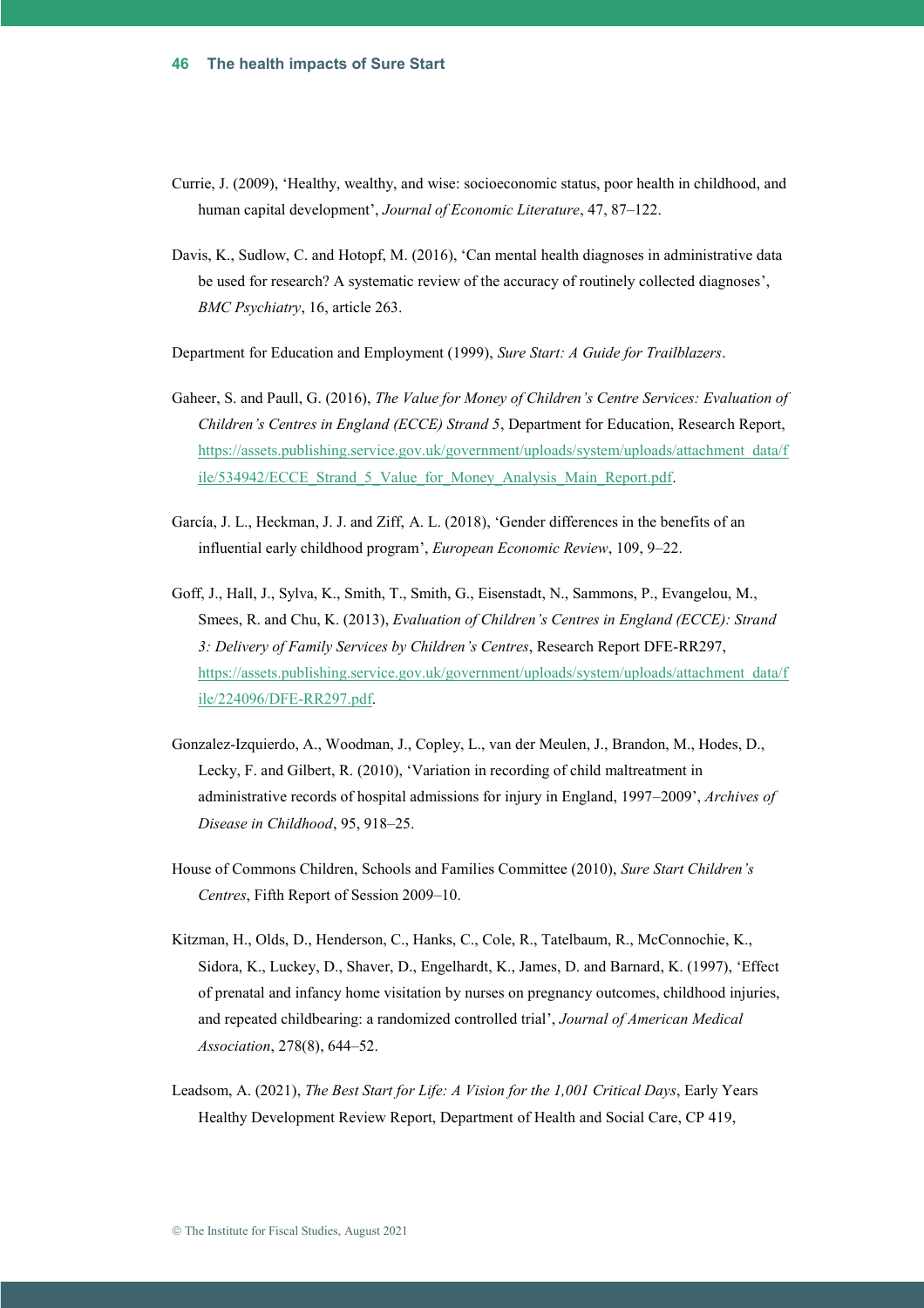Currie, J. (2009), 'Healthy, wealthy, and wise: socioeconomic status, poor health in childhood, and human capital development', *Journal of Economic Literature*, 47, 87–122.

Davis, K., Sudlow, C. and Hotopf, M. (2016), 'Can mental health diagnoses in administrative data be used for research? A systematic review of the accuracy of routinely collected diagnoses', *BMC Psychiatry*, 16, article 263.

Department for Education and Employment (1999), *Sure Start: A Guide for Trailblazers*.

Gaheer, S. and Paull, G. (2016), *The Value for Money of Children's Centre Services: Evaluation of Children's Centres in England (ECCE) Strand 5*, Department for Education, Research Report, https://assets.publishing.service.gov.uk/government/uploads/system/uploads/attachment_data/file/534942/ECCE_Strand_5_Value_for_Money_Analysis_Main_Report.pdf.

García, J. L., Heckman, J. J. and Ziff, A. L. (2018), 'Gender differences in the benefits of an influential early childhood program', *European Economic Review*, 109, 9–22.

Goff, J., Hall, J., Sylva, K., Smith, T., Smith, G., Eisenstadt, N., Sammons, P., Evangelou, M., Smees, R. and Chu, K. (2013), *Evaluation of Children's Centres in England (ECCE): Strand 3: Delivery of Family Services by Children's Centres*, Research Report DFE-RR297, https://assets.publishing.service.gov.uk/government/uploads/system/uploads/attachment_data/file/224096/DFE-RR297.pdf.

Gonzalez-Izquierdo, A., Woodman, J., Copley, L., van der Meulen, J., Brandon, M., Hodes, D., Lecky, F. and Gilbert, R. (2010), 'Variation in recording of child maltreatment in administrative records of hospital admissions for injury in England, 1997–2009', *Archives of Disease in Childhood*, 95, 918–25.

House of Commons Children, Schools and Families Committee (2010), *Sure Start Children's Centres*, Fifth Report of Session 2009–10.

Kitzman, H., Olds, D., Henderson, C., Hanks, C., Cole, R., Tatelbaum, R., McConnochie, K., Sidora, K., Luckey, D., Shaver, D., Engelhardt, K., James, D. and Barnard, K. (1997), 'Effect of prenatal and infancy home visitation by nurses on pregnancy outcomes, childhood injuries, and repeated childbearing: a randomized controlled trial', *Journal of American Medical Association*, 278(8), 644–52.

Leadsom, A. (2021), *The Best Start for Life: A Vision for the 1,001 Critical Days*, Early Years Healthy Development Review Report, Department of Health and Social Care, CP 419,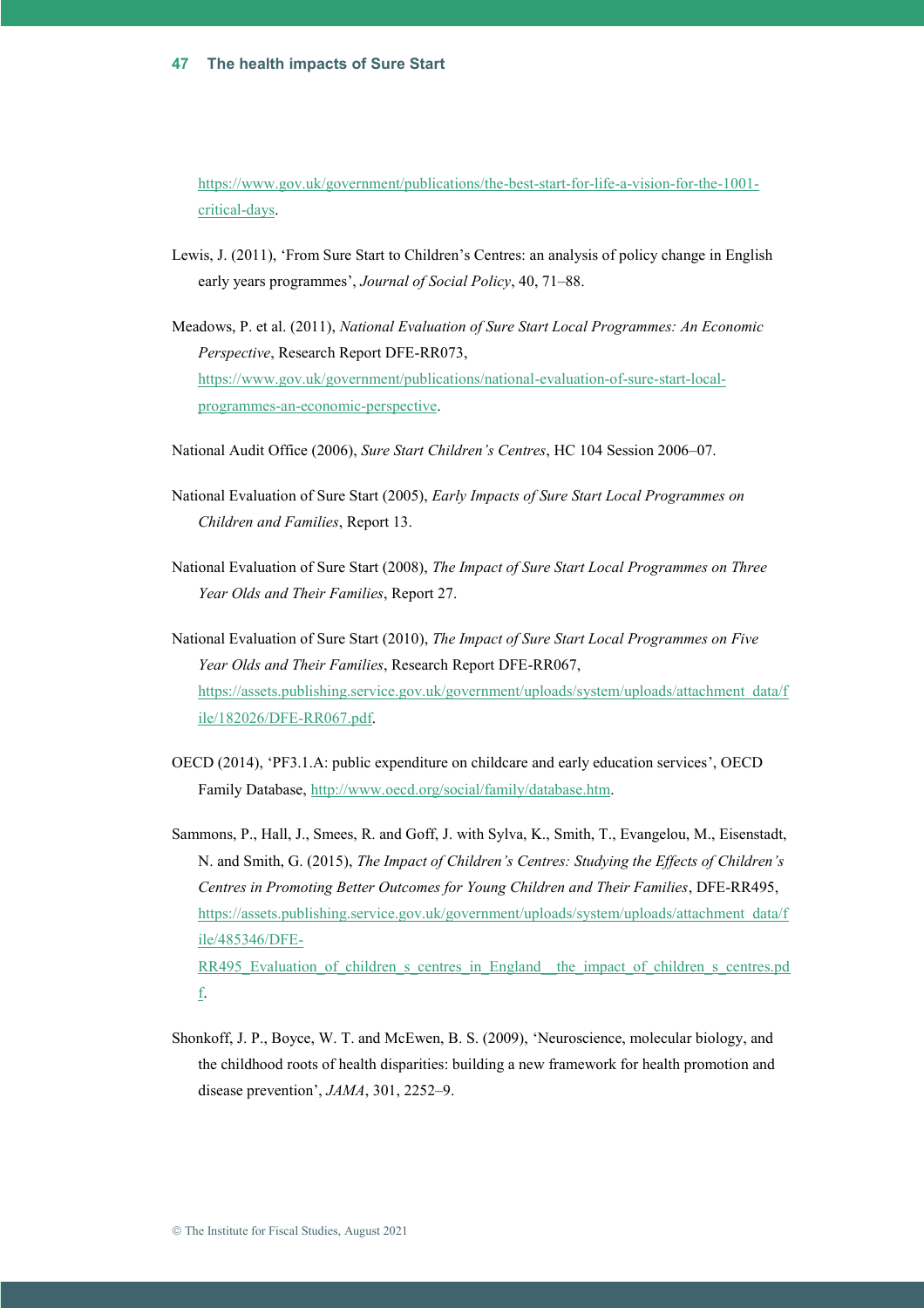https://www.gov.uk/government/publications/the-best-start-for-life-a-vision-for-the-1001-critical-days.

Lewis, J. (2011), 'From Sure Start to Children's Centres: an analysis of policy change in English early years programmes', *Journal of Social Policy*, 40, 71–88.

Meadows, P. et al. (2011), *National Evaluation of Sure Start Local Programmes: An Economic Perspective*, Research Report DFE-RR073, https://www.gov.uk/government/publications/national-evaluation-of-sure-start-local-programmes-an-economic-perspective.

National Audit Office (2006), *Sure Start Children's Centres*, HC 104 Session 2006–07.

National Evaluation of Sure Start (2005), *Early Impacts of Sure Start Local Programmes on Children and Families*, Report 13.

National Evaluation of Sure Start (2008), *The Impact of Sure Start Local Programmes on Three Year Olds and Their Families*, Report 27.

National Evaluation of Sure Start (2010), *The Impact of Sure Start Local Programmes on Five Year Olds and Their Families*, Research Report DFE-RR067, https://assets.publishing.service.gov.uk/government/uploads/system/uploads/attachment_data/file/182026/DFE-RR067.pdf.

OECD (2014), 'PF3.1.A: public expenditure on childcare and early education services', OECD Family Database, http://www.oecd.org/social/family/database.htm.

Sammons, P., Hall, J., Smees, R. and Goff, J. with Sylva, K., Smith, T., Evangelou, M., Eisenstadt, N. and Smith, G. (2015), *The Impact of Children's Centres: Studying the Effects of Children's Centres in Promoting Better Outcomes for Young Children and Their Families*, DFE-RR495, https://assets.publishing.service.gov.uk/government/uploads/system/uploads/attachment_data/file/485346/DFE-RR495_Evaluation_of_children_s_centres_in_England__the_impact_of_children_s_centres.pdf.

Shonkoff, J. P., Boyce, W. T. and McEwen, B. S. (2009), 'Neuroscience, molecular biology, and the childhood roots of health disparities: building a new framework for health promotion and disease prevention', *JAMA*, 301, 2252–9.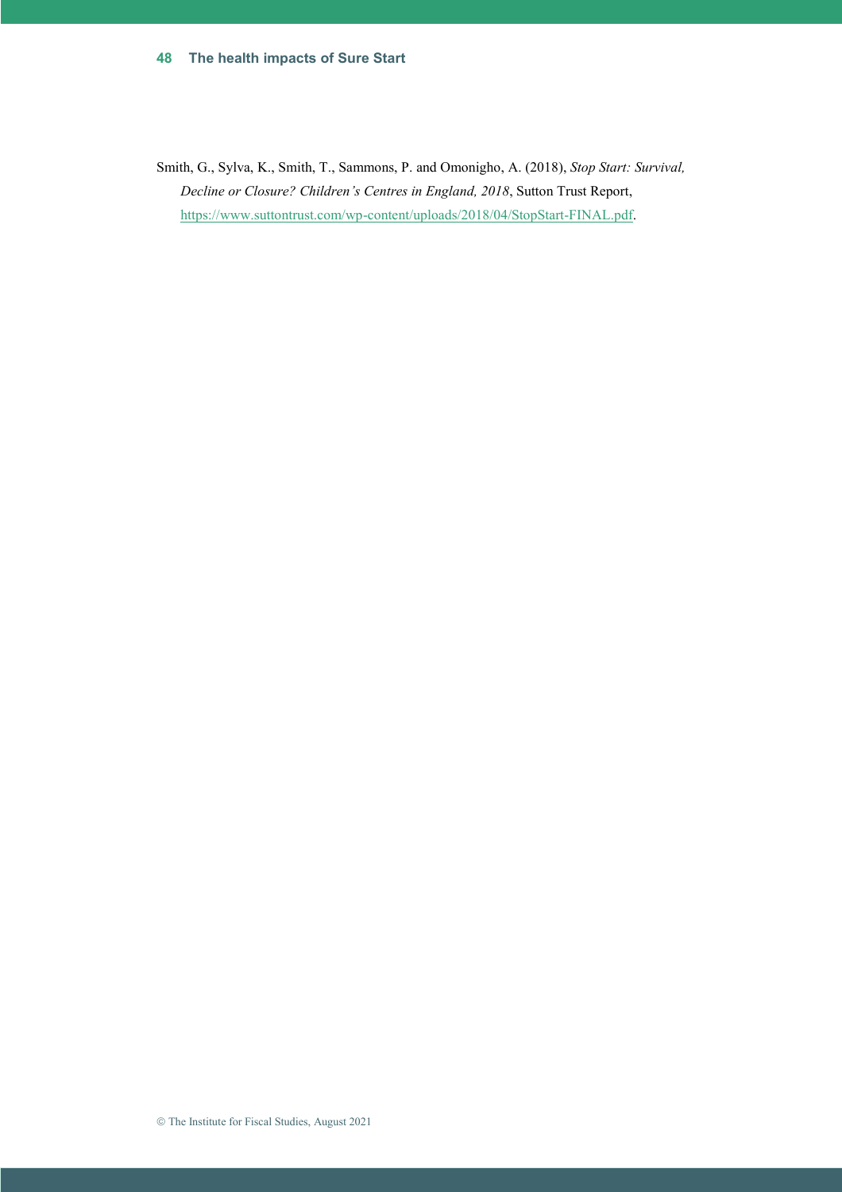Smith, G., Sylva, K., Smith, T., Sammons, P. and Omonigho, A. (2018), *Stop Start: Survival, Decline or Closure? Children's Centres in England, 2018*, Sutton Trust Report, https://www.suttontrust.com/wp-content/uploads/2018/04/StopStart-FINAL.pdf.